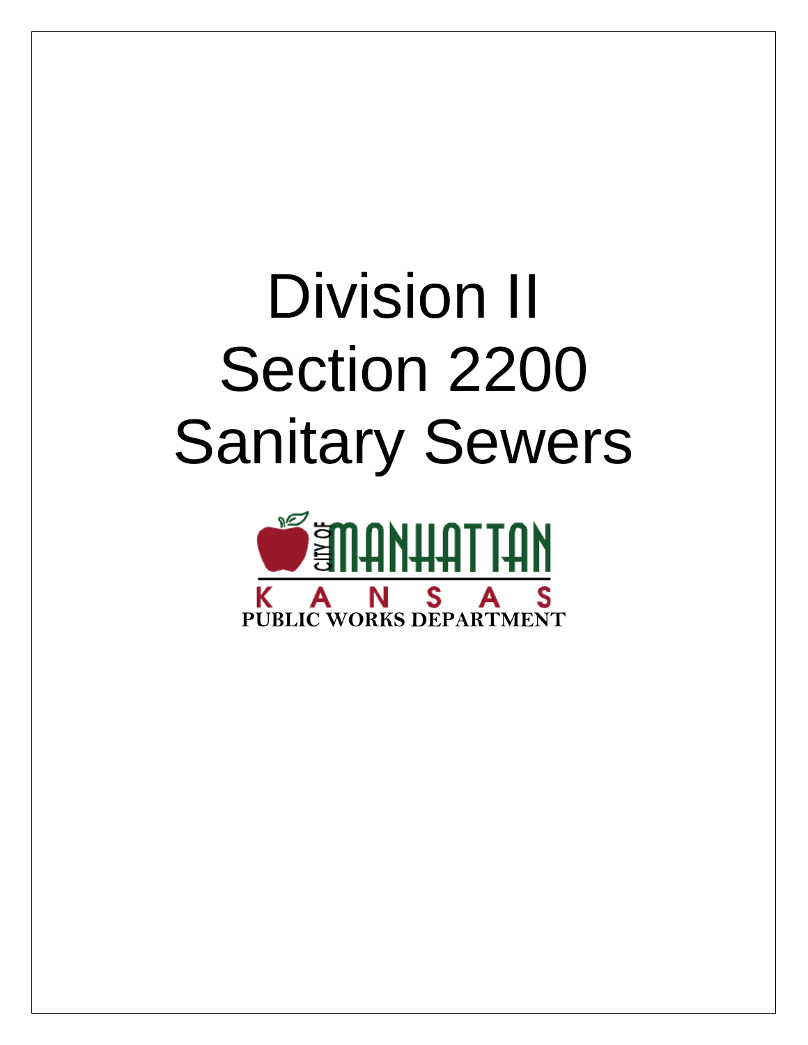# Division II
# Section 2200
# Sanitary Sewers

CITY OF MANHATTAN

KANSAS

**PUBLIC WORKS DEPARTMENT**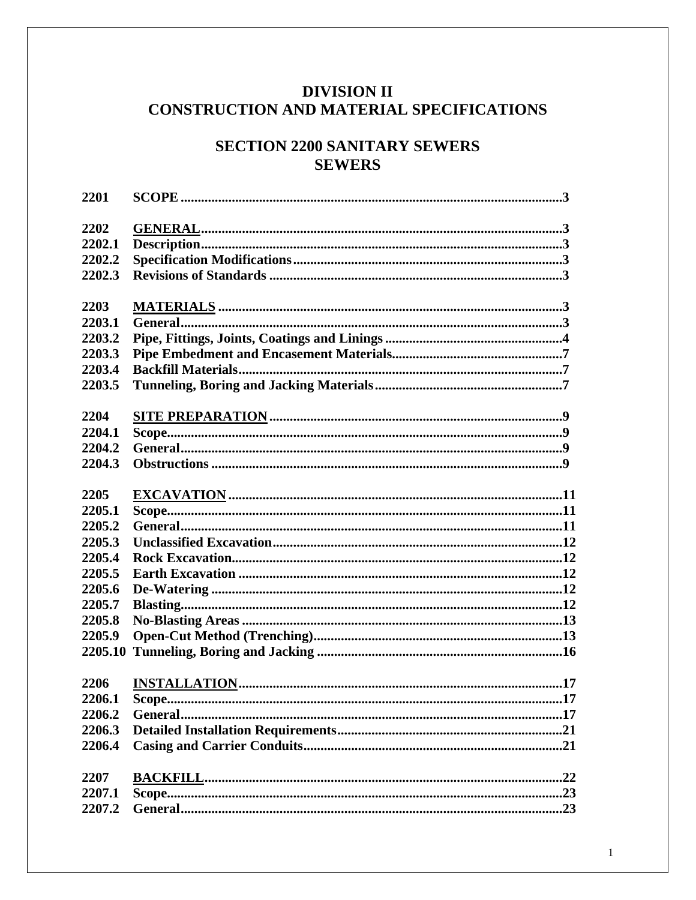# DIVISION II
# CONSTRUCTION AND MATERIAL SPECIFICATIONS

## SECTION 2200 SANITARY SEWERS
## SEWERS

| | | |
|---|---|---|
| **2201** | **SCOPE** | **3** |
| | | |
| **2202** | **GENERAL** | **3** |
| **2202.1** | **Description** | **3** |
| **2202.2** | **Specification Modifications** | **3** |
| **2202.3** | **Revisions of Standards** | **3** |
| | | |
| **2203** | **MATERIALS** | **3** |
| **2203.1** | **General** | **3** |
| **2203.2** | **Pipe, Fittings, Joints, Coatings and Linings** | **4** |
| **2203.3** | **Pipe Embedment and Encasement Materials** | **7** |
| **2203.4** | **Backfill Materials** | **7** |
| **2203.5** | **Tunneling, Boring and Jacking Materials** | **7** |
| | | |
| **2204** | **SITE PREPARATION** | **9** |
| **2204.1** | **Scope** | **9** |
| **2204.2** | **General** | **9** |
| **2204.3** | **Obstructions** | **9** |
| | | |
| **2205** | **EXCAVATION** | **11** |
| **2205.1** | **Scope** | **11** |
| **2205.2** | **General** | **11** |
| **2205.3** | **Unclassified Excavation** | **12** |
| **2205.4** | **Rock Excavation** | **12** |
| **2205.5** | **Earth Excavation** | **12** |
| **2205.6** | **De-Watering** | **12** |
| **2205.7** | **Blasting** | **12** |
| **2205.8** | **No-Blasting Areas** | **13** |
| **2205.9** | **Open-Cut Method (Trenching)** | **13** |
| **2205.10** | **Tunneling, Boring and Jacking** | **16** |
| | | |
| **2206** | **INSTALLATION** | **17** |
| **2206.1** | **Scope** | **17** |
| **2206.2** | **General** | **17** |
| **2206.3** | **Detailed Installation Requirements** | **21** |
| **2206.4** | **Casing and Carrier Conduits** | **21** |
| | | |
| **2207** | **BACKFILL** | **22** |
| **2207.1** | **Scope** | **23** |
| **2207.2** | **General** | **23** |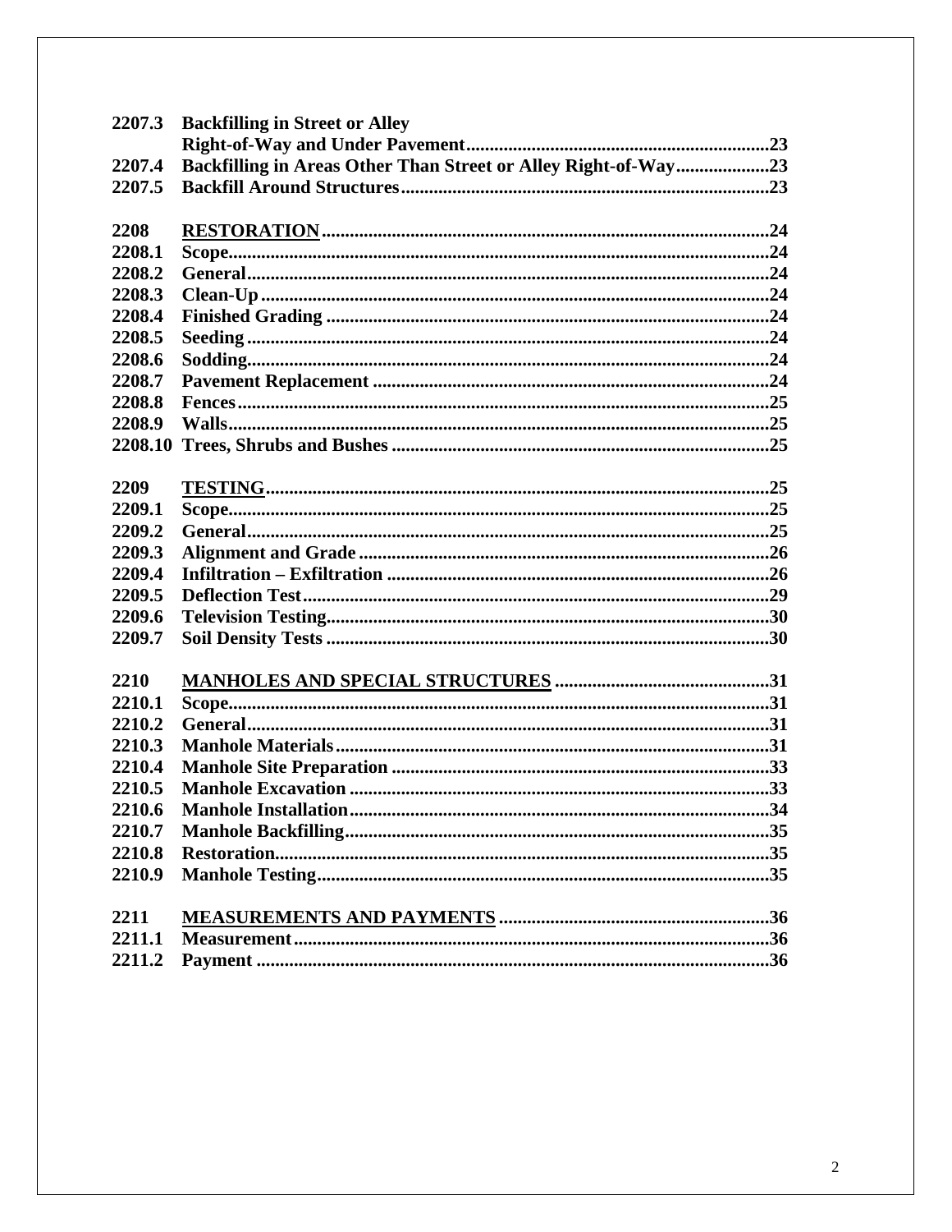| | | |
|---|---|---|
| **2207.3** | **Backfilling in Street or Alley Right-of-Way and Under Pavement** | **23** |
| **2207.4** | **Backfilling in Areas Other Than Street or Alley Right-of-Way** | **23** |
| **2207.5** | **Backfill Around Structures** | **23** |
| | | |
| **2208** | **<u>RESTORATION</u>** | **24** |
| **2208.1** | **Scope** | **24** |
| **2208.2** | **General** | **24** |
| **2208.3** | **Clean-Up** | **24** |
| **2208.4** | **Finished Grading** | **24** |
| **2208.5** | **Seeding** | **24** |
| **2208.6** | **Sodding** | **24** |
| **2208.7** | **Pavement Replacement** | **24** |
| **2208.8** | **Fences** | **25** |
| **2208.9** | **Walls** | **25** |
| **2208.10** | **Trees, Shrubs and Bushes** | **25** |
| | | |
| **2209** | **<u>TESTING</u>** | **25** |
| **2209.1** | **Scope** | **25** |
| **2209.2** | **General** | **25** |
| **2209.3** | **Alignment and Grade** | **26** |
| **2209.4** | **Infiltration – Exfiltration** | **26** |
| **2209.5** | **Deflection Test** | **29** |
| **2209.6** | **Television Testing** | **30** |
| **2209.7** | **Soil Density Tests** | **30** |
| | | |
| **2210** | **<u>MANHOLES AND SPECIAL STRUCTURES</u>** | **31** |
| **2210.1** | **Scope** | **31** |
| **2210.2** | **General** | **31** |
| **2210.3** | **Manhole Materials** | **31** |
| **2210.4** | **Manhole Site Preparation** | **33** |
| **2210.5** | **Manhole Excavation** | **33** |
| **2210.6** | **Manhole Installation** | **34** |
| **2210.7** | **Manhole Backfilling** | **35** |
| **2210.8** | **Restoration** | **35** |
| **2210.9** | **Manhole Testing** | **35** |
| | | |
| **2211** | **<u>MEASUREMENTS AND PAYMENTS</u>** | **36** |
| **2211.1** | **Measurement** | **36** |
| **2211.2** | **Payment** | **36** |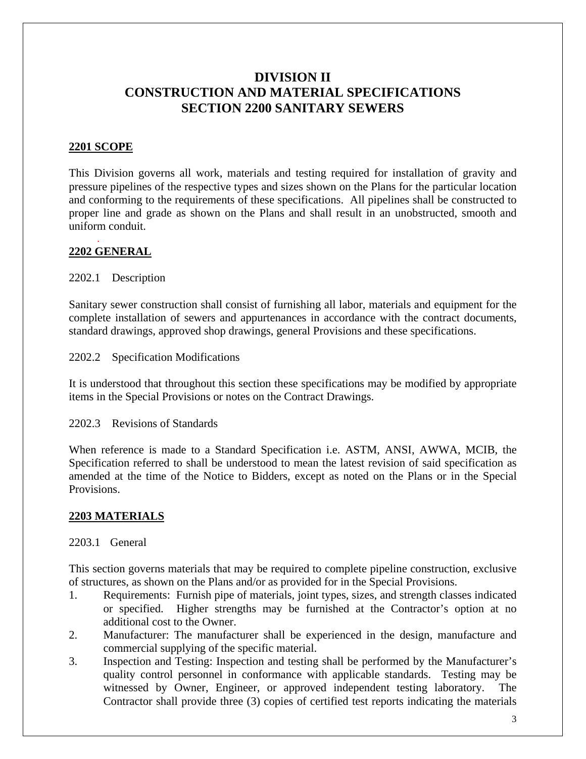# DIVISION II
# CONSTRUCTION AND MATERIAL SPECIFICATIONS
# SECTION 2200 SANITARY SEWERS

## 2201 SCOPE

This Division governs all work, materials and testing required for installation of gravity and pressure pipelines of the respective types and sizes shown on the Plans for the particular location and conforming to the requirements of these specifications. All pipelines shall be constructed to proper line and grade as shown on the Plans and shall result in an unobstructed, smooth and uniform conduit.

## 2202 GENERAL

2202.1 Description

Sanitary sewer construction shall consist of furnishing all labor, materials and equipment for the complete installation of sewers and appurtenances in accordance with the contract documents, standard drawings, approved shop drawings, general Provisions and these specifications.

2202.2 Specification Modifications

It is understood that throughout this section these specifications may be modified by appropriate items in the Special Provisions or notes on the Contract Drawings.

2202.3 Revisions of Standards

When reference is made to a Standard Specification i.e. ASTM, ANSI, AWWA, MCIB, the Specification referred to shall be understood to mean the latest revision of said specification as amended at the time of the Notice to Bidders, except as noted on the Plans or in the Special Provisions.

## 2203 MATERIALS

2203.1 General

This section governs materials that may be required to complete pipeline construction, exclusive of structures, as shown on the Plans and/or as provided for in the Special Provisions.

1. Requirements: Furnish pipe of materials, joint types, sizes, and strength classes indicated or specified. Higher strengths may be furnished at the Contractor's option at no additional cost to the Owner.
2. Manufacturer: The manufacturer shall be experienced in the design, manufacture and commercial supplying of the specific material.
3. Inspection and Testing: Inspection and testing shall be performed by the Manufacturer's quality control personnel in conformance with applicable standards. Testing may be witnessed by Owner, Engineer, or approved independent testing laboratory. The Contractor shall provide three (3) copies of certified test reports indicating the materials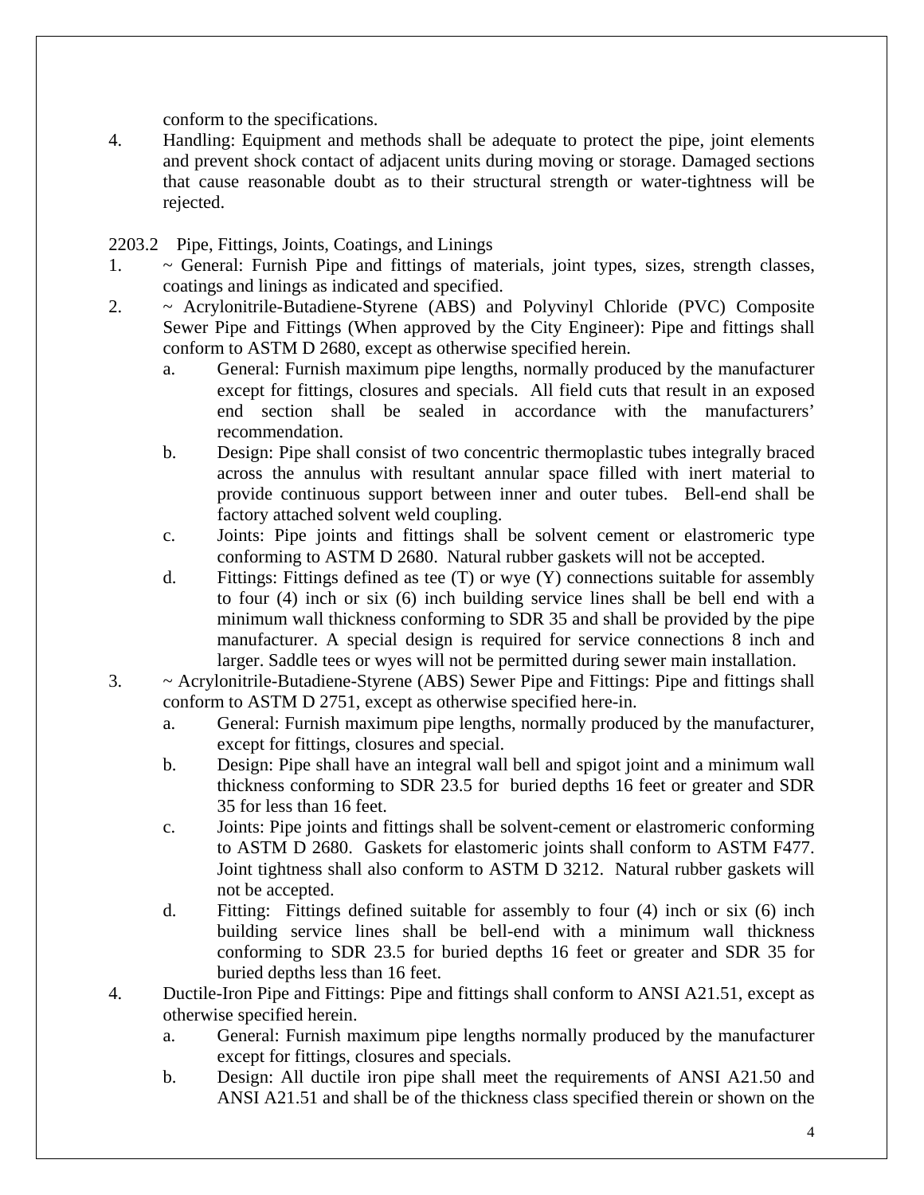conform to the specifications.

4. Handling: Equipment and methods shall be adequate to protect the pipe, joint elements and prevent shock contact of adjacent units during moving or storage. Damaged sections that cause reasonable doubt as to their structural strength or water-tightness will be rejected.

2203.2 Pipe, Fittings, Joints, Coatings, and Linings

1. ~ General: Furnish Pipe and fittings of materials, joint types, sizes, strength classes, coatings and linings as indicated and specified.
2. ~ Acrylonitrile-Butadiene-Styrene (ABS) and Polyvinyl Chloride (PVC) Composite Sewer Pipe and Fittings (When approved by the City Engineer): Pipe and fittings shall conform to ASTM D 2680, except as otherwise specified herein.
   a. General: Furnish maximum pipe lengths, normally produced by the manufacturer except for fittings, closures and specials. All field cuts that result in an exposed end section shall be sealed in accordance with the manufacturers' recommendation.
   b. Design: Pipe shall consist of two concentric thermoplastic tubes integrally braced across the annulus with resultant annular space filled with inert material to provide continuous support between inner and outer tubes. Bell-end shall be factory attached solvent weld coupling.
   c. Joints: Pipe joints and fittings shall be solvent cement or elastromeric type conforming to ASTM D 2680. Natural rubber gaskets will not be accepted.
   d. Fittings: Fittings defined as tee (T) or wye (Y) connections suitable for assembly to four (4) inch or six (6) inch building service lines shall be bell end with a minimum wall thickness conforming to SDR 35 and shall be provided by the pipe manufacturer. A special design is required for service connections 8 inch and larger. Saddle tees or wyes will not be permitted during sewer main installation.
3. ~ Acrylonitrile-Butadiene-Styrene (ABS) Sewer Pipe and Fittings: Pipe and fittings shall conform to ASTM D 2751, except as otherwise specified here-in.
   a. General: Furnish maximum pipe lengths, normally produced by the manufacturer, except for fittings, closures and special.
   b. Design: Pipe shall have an integral wall bell and spigot joint and a minimum wall thickness conforming to SDR 23.5 for buried depths 16 feet or greater and SDR 35 for less than 16 feet.
   c. Joints: Pipe joints and fittings shall be solvent-cement or elastromeric conforming to ASTM D 2680. Gaskets for elastomeric joints shall conform to ASTM F477. Joint tightness shall also conform to ASTM D 3212. Natural rubber gaskets will not be accepted.
   d. Fitting: Fittings defined suitable for assembly to four (4) inch or six (6) inch building service lines shall be bell-end with a minimum wall thickness conforming to SDR 23.5 for buried depths 16 feet or greater and SDR 35 for buried depths less than 16 feet.
4. Ductile-Iron Pipe and Fittings: Pipe and fittings shall conform to ANSI A21.51, except as otherwise specified herein.
   a. General: Furnish maximum pipe lengths normally produced by the manufacturer except for fittings, closures and specials.
   b. Design: All ductile iron pipe shall meet the requirements of ANSI A21.50 and ANSI A21.51 and shall be of the thickness class specified therein or shown on the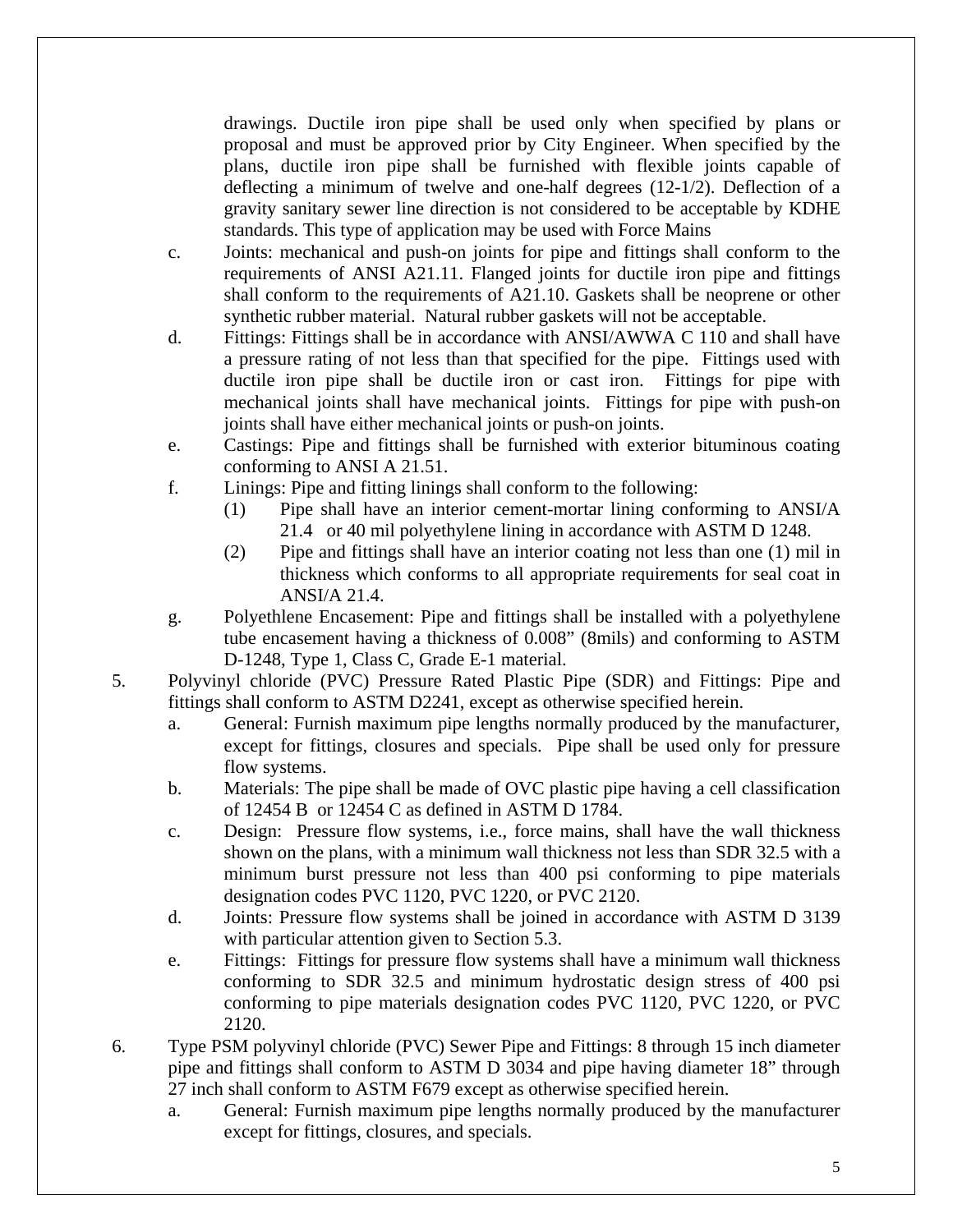drawings. Ductile iron pipe shall be used only when specified by plans or proposal and must be approved prior by City Engineer. When specified by the plans, ductile iron pipe shall be furnished with flexible joints capable of deflecting a minimum of twelve and one-half degrees (12-1/2). Deflection of a gravity sanitary sewer line direction is not considered to be acceptable by KDHE standards. This type of application may be used with Force Mains

c. Joints: mechanical and push-on joints for pipe and fittings shall conform to the requirements of ANSI A21.11. Flanged joints for ductile iron pipe and fittings shall conform to the requirements of A21.10. Gaskets shall be neoprene or other synthetic rubber material. Natural rubber gaskets will not be acceptable.

d. Fittings: Fittings shall be in accordance with ANSI/AWWA C 110 and shall have a pressure rating of not less than that specified for the pipe. Fittings used with ductile iron pipe shall be ductile iron or cast iron. Fittings for pipe with mechanical joints shall have mechanical joints. Fittings for pipe with push-on joints shall have either mechanical joints or push-on joints.

e. Castings: Pipe and fittings shall be furnished with exterior bituminous coating conforming to ANSI A 21.51.

f. Linings: Pipe and fitting linings shall conform to the following:
   (1) Pipe shall have an interior cement-mortar lining conforming to ANSI/A 21.4 or 40 mil polyethylene lining in accordance with ASTM D 1248.
   (2) Pipe and fittings shall have an interior coating not less than one (1) mil in thickness which conforms to all appropriate requirements for seal coat in ANSI/A 21.4.

g. Polyethlene Encasement: Pipe and fittings shall be installed with a polyethylene tube encasement having a thickness of 0.008" (8mils) and conforming to ASTM D-1248, Type 1, Class C, Grade E-1 material.

5. Polyvinyl chloride (PVC) Pressure Rated Plastic Pipe (SDR) and Fittings: Pipe and fittings shall conform to ASTM D2241, except as otherwise specified herein.

   a. General: Furnish maximum pipe lengths normally produced by the manufacturer, except for fittings, closures and specials. Pipe shall be used only for pressure flow systems.

   b. Materials: The pipe shall be made of OVC plastic pipe having a cell classification of 12454 B or 12454 C as defined in ASTM D 1784.

   c. Design: Pressure flow systems, i.e., force mains, shall have the wall thickness shown on the plans, with a minimum wall thickness not less than SDR 32.5 with a minimum burst pressure not less than 400 psi conforming to pipe materials designation codes PVC 1120, PVC 1220, or PVC 2120.

   d. Joints: Pressure flow systems shall be joined in accordance with ASTM D 3139 with particular attention given to Section 5.3.

   e. Fittings: Fittings for pressure flow systems shall have a minimum wall thickness conforming to SDR 32.5 and minimum hydrostatic design stress of 400 psi conforming to pipe materials designation codes PVC 1120, PVC 1220, or PVC 2120.

6. Type PSM polyvinyl chloride (PVC) Sewer Pipe and Fittings: 8 through 15 inch diameter pipe and fittings shall conform to ASTM D 3034 and pipe having diameter 18" through 27 inch shall conform to ASTM F679 except as otherwise specified herein.

   a. General: Furnish maximum pipe lengths normally produced by the manufacturer except for fittings, closures, and specials.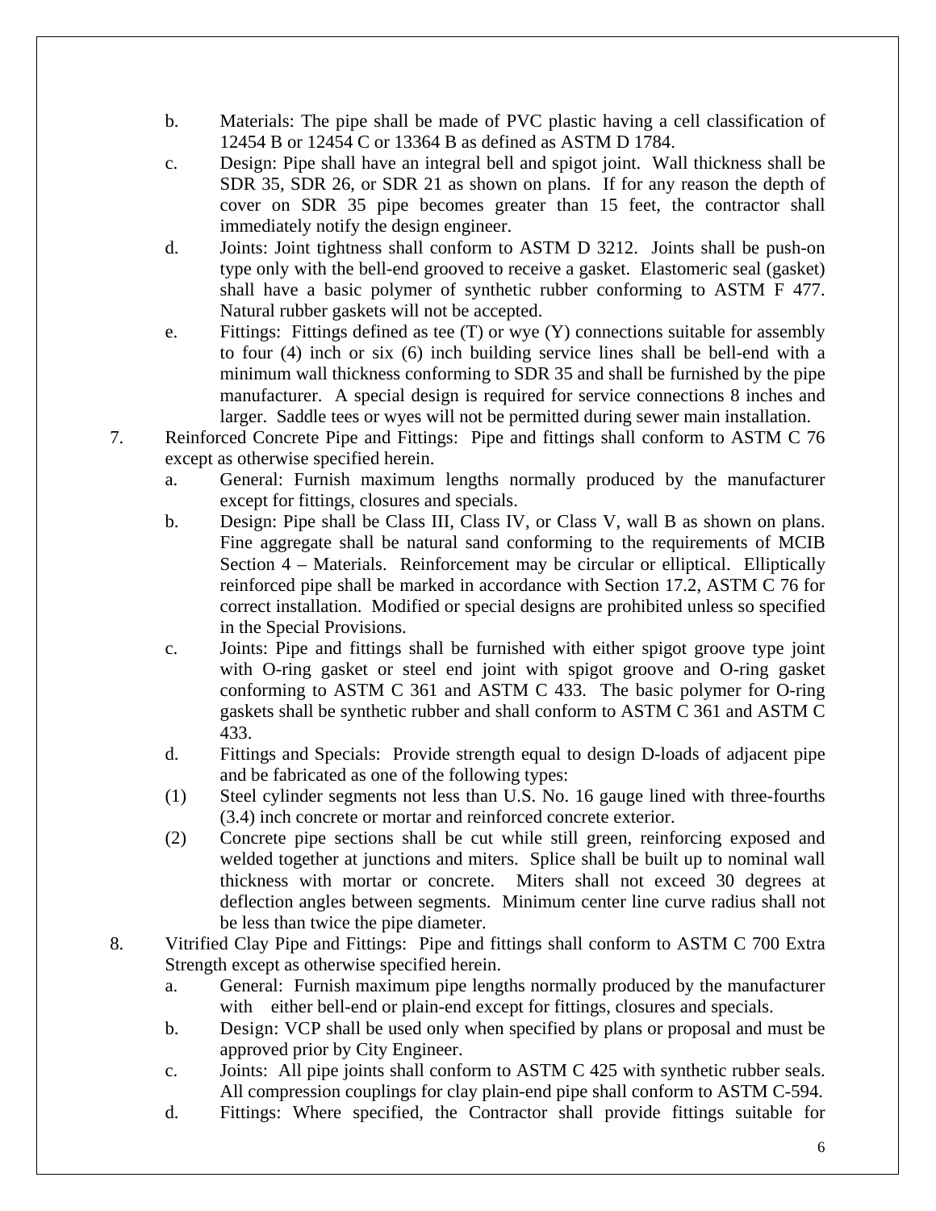b. Materials: The pipe shall be made of PVC plastic having a cell classification of 12454 B or 12454 C or 13364 B as defined as ASTM D 1784.

c. Design: Pipe shall have an integral bell and spigot joint. Wall thickness shall be SDR 35, SDR 26, or SDR 21 as shown on plans. If for any reason the depth of cover on SDR 35 pipe becomes greater than 15 feet, the contractor shall immediately notify the design engineer.

d. Joints: Joint tightness shall conform to ASTM D 3212. Joints shall be push-on type only with the bell-end grooved to receive a gasket. Elastomeric seal (gasket) shall have a basic polymer of synthetic rubber conforming to ASTM F 477. Natural rubber gaskets will not be accepted.

e. Fittings: Fittings defined as tee (T) or wye (Y) connections suitable for assembly to four (4) inch or six (6) inch building service lines shall be bell-end with a minimum wall thickness conforming to SDR 35 and shall be furnished by the pipe manufacturer. A special design is required for service connections 8 inches and larger. Saddle tees or wyes will not be permitted during sewer main installation.

7. Reinforced Concrete Pipe and Fittings: Pipe and fittings shall conform to ASTM C 76 except as otherwise specified herein.

   a. General: Furnish maximum lengths normally produced by the manufacturer except for fittings, closures and specials.

   b. Design: Pipe shall be Class III, Class IV, or Class V, wall B as shown on plans. Fine aggregate shall be natural sand conforming to the requirements of MCIB Section 4 – Materials. Reinforcement may be circular or elliptical. Elliptically reinforced pipe shall be marked in accordance with Section 17.2, ASTM C 76 for correct installation. Modified or special designs are prohibited unless so specified in the Special Provisions.

   c. Joints: Pipe and fittings shall be furnished with either spigot groove type joint with O-ring gasket or steel end joint with spigot groove and O-ring gasket conforming to ASTM C 361 and ASTM C 433. The basic polymer for O-ring gaskets shall be synthetic rubber and shall conform to ASTM C 361 and ASTM C 433.

   d. Fittings and Specials: Provide strength equal to design D-loads of adjacent pipe and be fabricated as one of the following types:

   (1) Steel cylinder segments not less than U.S. No. 16 gauge lined with three-fourths (3.4) inch concrete or mortar and reinforced concrete exterior.

   (2) Concrete pipe sections shall be cut while still green, reinforcing exposed and welded together at junctions and miters. Splice shall be built up to nominal wall thickness with mortar or concrete. Miters shall not exceed 30 degrees at deflection angles between segments. Minimum center line curve radius shall not be less than twice the pipe diameter.

8. Vitrified Clay Pipe and Fittings: Pipe and fittings shall conform to ASTM C 700 Extra Strength except as otherwise specified herein.

   a. General: Furnish maximum pipe lengths normally produced by the manufacturer with either bell-end or plain-end except for fittings, closures and specials.

   b. Design: VCP shall be used only when specified by plans or proposal and must be approved prior by City Engineer.

   c. Joints: All pipe joints shall conform to ASTM C 425 with synthetic rubber seals. All compression couplings for clay plain-end pipe shall conform to ASTM C-594.

   d. Fittings: Where specified, the Contractor shall provide fittings suitable for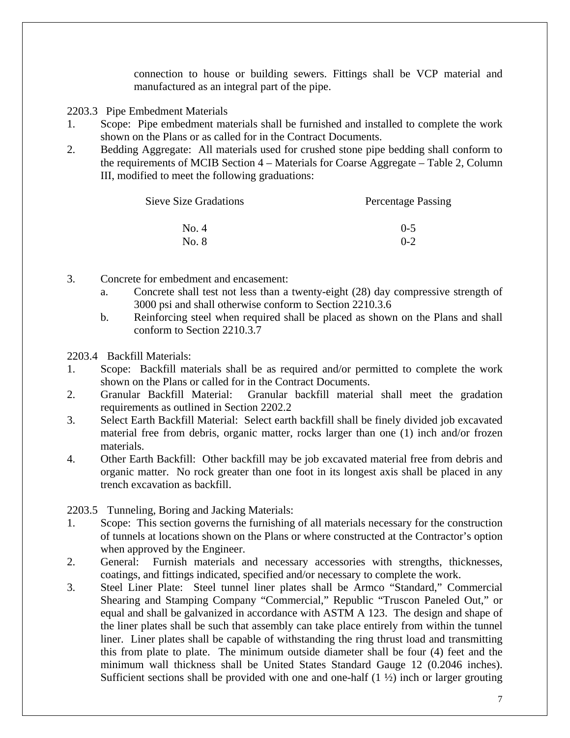connection to house or building sewers. Fittings shall be VCP material and manufactured as an integral part of the pipe.

2203.3 Pipe Embedment Materials

1. Scope: Pipe embedment materials shall be furnished and installed to complete the work shown on the Plans or as called for in the Contract Documents.
2. Bedding Aggregate: All materials used for crushed stone pipe bedding shall conform to the requirements of MCIB Section 4 – Materials for Coarse Aggregate – Table 2, Column III, modified to meet the following graduations:

| Sieve Size Gradations | Percentage Passing |
|---|---|
| No. 4 | 0-5 |
| No. 8 | 0-2 |

3. Concrete for embedment and encasement:
   a. Concrete shall test not less than a twenty-eight (28) day compressive strength of 3000 psi and shall otherwise conform to Section 2210.3.6
   b. Reinforcing steel when required shall be placed as shown on the Plans and shall conform to Section 2210.3.7

2203.4 Backfill Materials:

1. Scope: Backfill materials shall be as required and/or permitted to complete the work shown on the Plans or called for in the Contract Documents.
2. Granular Backfill Material: Granular backfill material shall meet the gradation requirements as outlined in Section 2202.2
3. Select Earth Backfill Material: Select earth backfill shall be finely divided job excavated material free from debris, organic matter, rocks larger than one (1) inch and/or frozen materials.
4. Other Earth Backfill: Other backfill may be job excavated material free from debris and organic matter. No rock greater than one foot in its longest axis shall be placed in any trench excavation as backfill.

2203.5 Tunneling, Boring and Jacking Materials:

1. Scope: This section governs the furnishing of all materials necessary for the construction of tunnels at locations shown on the Plans or where constructed at the Contractor's option when approved by the Engineer.
2. General: Furnish materials and necessary accessories with strengths, thicknesses, coatings, and fittings indicated, specified and/or necessary to complete the work.
3. Steel Liner Plate: Steel tunnel liner plates shall be Armco "Standard," Commercial Shearing and Stamping Company "Commercial," Republic "Truscon Paneled Out," or equal and shall be galvanized in accordance with ASTM A 123. The design and shape of the liner plates shall be such that assembly can take place entirely from within the tunnel liner. Liner plates shall be capable of withstanding the ring thrust load and transmitting this from plate to plate. The minimum outside diameter shall be four (4) feet and the minimum wall thickness shall be United States Standard Gauge 12 (0.2046 inches). Sufficient sections shall be provided with one and one-half (1 ½) inch or larger grouting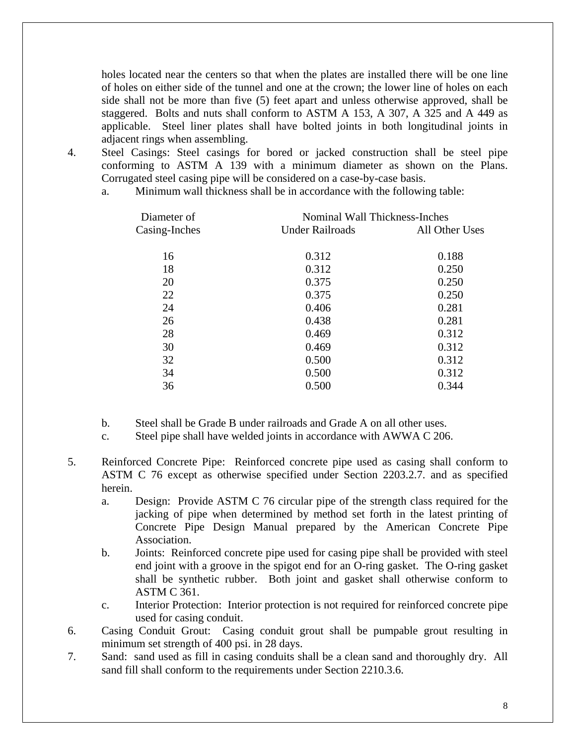holes located near the centers so that when the plates are installed there will be one line of holes on either side of the tunnel and one at the crown; the lower line of holes on each side shall not be more than five (5) feet apart and unless otherwise approved, shall be staggered. Bolts and nuts shall conform to ASTM A 153, A 307, A 325 and A 449 as applicable. Steel liner plates shall have bolted joints in both longitudinal joints in adjacent rings when assembling.

4. Steel Casings: Steel casings for bored or jacked construction shall be steel pipe conforming to ASTM A 139 with a minimum diameter as shown on the Plans. Corrugated steel casing pipe will be considered on a case-by-case basis.
   a. Minimum wall thickness shall be in accordance with the following table:

| Diameter of Casing-Inches | Nominal Wall Thickness-Inches | |
|---|---|---|
| | Under Railroads | All Other Uses |
| 16 | 0.312 | 0.188 |
| 18 | 0.312 | 0.250 |
| 20 | 0.375 | 0.250 |
| 22 | 0.375 | 0.250 |
| 24 | 0.406 | 0.281 |
| 26 | 0.438 | 0.281 |
| 28 | 0.469 | 0.312 |
| 30 | 0.469 | 0.312 |
| 32 | 0.500 | 0.312 |
| 34 | 0.500 | 0.312 |
| 36 | 0.500 | 0.344 |

   b. Steel shall be Grade B under railroads and Grade A on all other uses.
   c. Steel pipe shall have welded joints in accordance with AWWA C 206.

5. Reinforced Concrete Pipe: Reinforced concrete pipe used as casing shall conform to ASTM C 76 except as otherwise specified under Section 2203.2.7. and as specified herein.
   a. Design: Provide ASTM C 76 circular pipe of the strength class required for the jacking of pipe when determined by method set forth in the latest printing of Concrete Pipe Design Manual prepared by the American Concrete Pipe Association.
   b. Joints: Reinforced concrete pipe used for casing pipe shall be provided with steel end joint with a groove in the spigot end for an O-ring gasket. The O-ring gasket shall be synthetic rubber. Both joint and gasket shall otherwise conform to ASTM C 361.
   c. Interior Protection: Interior protection is not required for reinforced concrete pipe used for casing conduit.
6. Casing Conduit Grout: Casing conduit grout shall be pumpable grout resulting in minimum set strength of 400 psi. in 28 days.
7. Sand: sand used as fill in casing conduits shall be a clean sand and thoroughly dry. All sand fill shall conform to the requirements under Section 2210.3.6.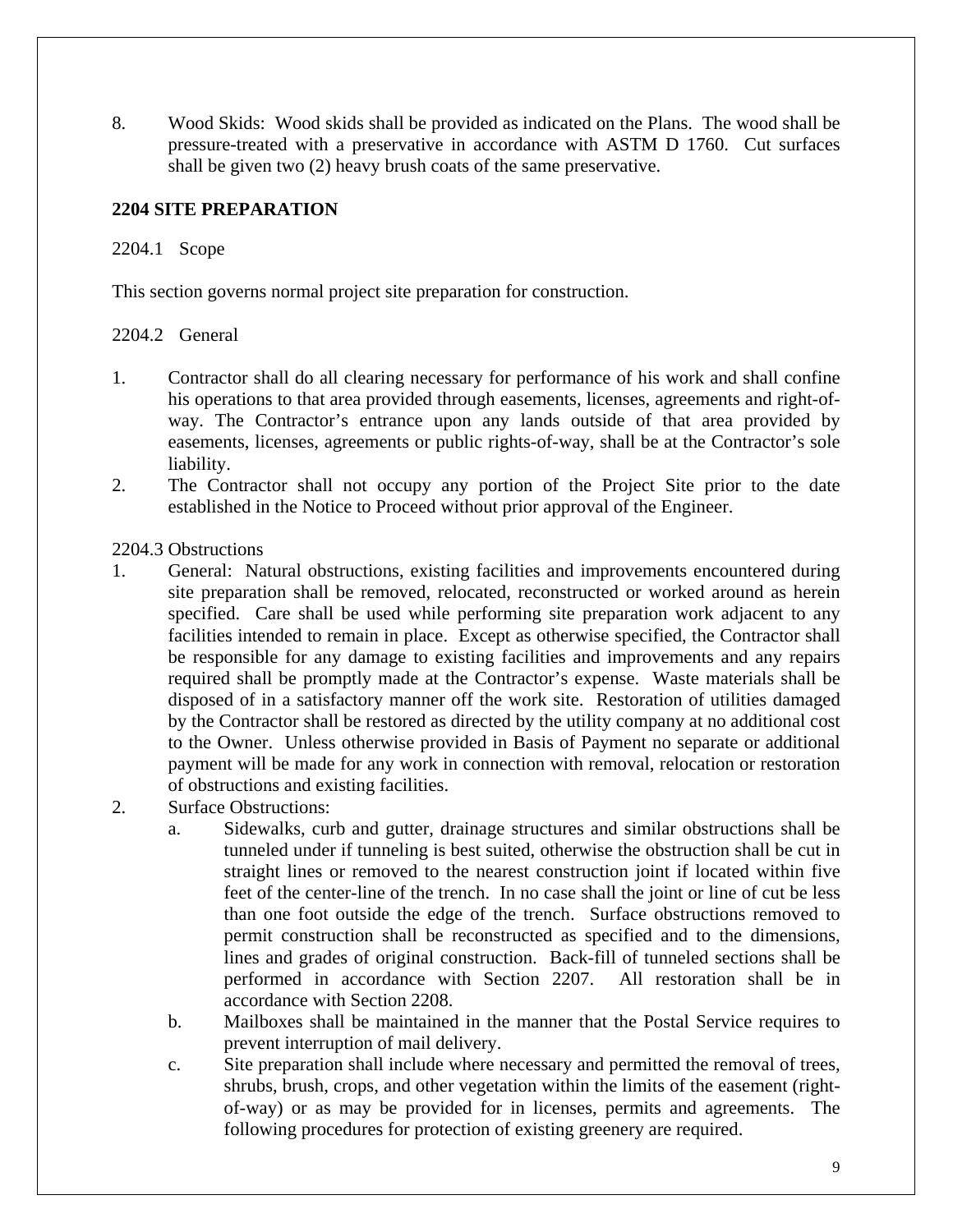8. Wood Skids: Wood skids shall be provided as indicated on the Plans. The wood shall be pressure-treated with a preservative in accordance with ASTM D 1760. Cut surfaces shall be given two (2) heavy brush coats of the same preservative.

## 2204 SITE PREPARATION

2204.1 Scope

This section governs normal project site preparation for construction.

2204.2 General

1. Contractor shall do all clearing necessary for performance of his work and shall confine his operations to that area provided through easements, licenses, agreements and right-of-way. The Contractor's entrance upon any lands outside of that area provided by easements, licenses, agreements or public rights-of-way, shall be at the Contractor's sole liability.
2. The Contractor shall not occupy any portion of the Project Site prior to the date established in the Notice to Proceed without prior approval of the Engineer.

2204.3 Obstructions

1. General: Natural obstructions, existing facilities and improvements encountered during site preparation shall be removed, relocated, reconstructed or worked around as herein specified. Care shall be used while performing site preparation work adjacent to any facilities intended to remain in place. Except as otherwise specified, the Contractor shall be responsible for any damage to existing facilities and improvements and any repairs required shall be promptly made at the Contractor's expense. Waste materials shall be disposed of in a satisfactory manner off the work site. Restoration of utilities damaged by the Contractor shall be restored as directed by the utility company at no additional cost to the Owner. Unless otherwise provided in Basis of Payment no separate or additional payment will be made for any work in connection with removal, relocation or restoration of obstructions and existing facilities.
2. Surface Obstructions:
   a. Sidewalks, curb and gutter, drainage structures and similar obstructions shall be tunneled under if tunneling is best suited, otherwise the obstruction shall be cut in straight lines or removed to the nearest construction joint if located within five feet of the center-line of the trench. In no case shall the joint or line of cut be less than one foot outside the edge of the trench. Surface obstructions removed to permit construction shall be reconstructed as specified and to the dimensions, lines and grades of original construction. Back-fill of tunneled sections shall be performed in accordance with Section 2207. All restoration shall be in accordance with Section 2208.
   b. Mailboxes shall be maintained in the manner that the Postal Service requires to prevent interruption of mail delivery.
   c. Site preparation shall include where necessary and permitted the removal of trees, shrubs, brush, crops, and other vegetation within the limits of the easement (right-of-way) or as may be provided for in licenses, permits and agreements. The following procedures for protection of existing greenery are required.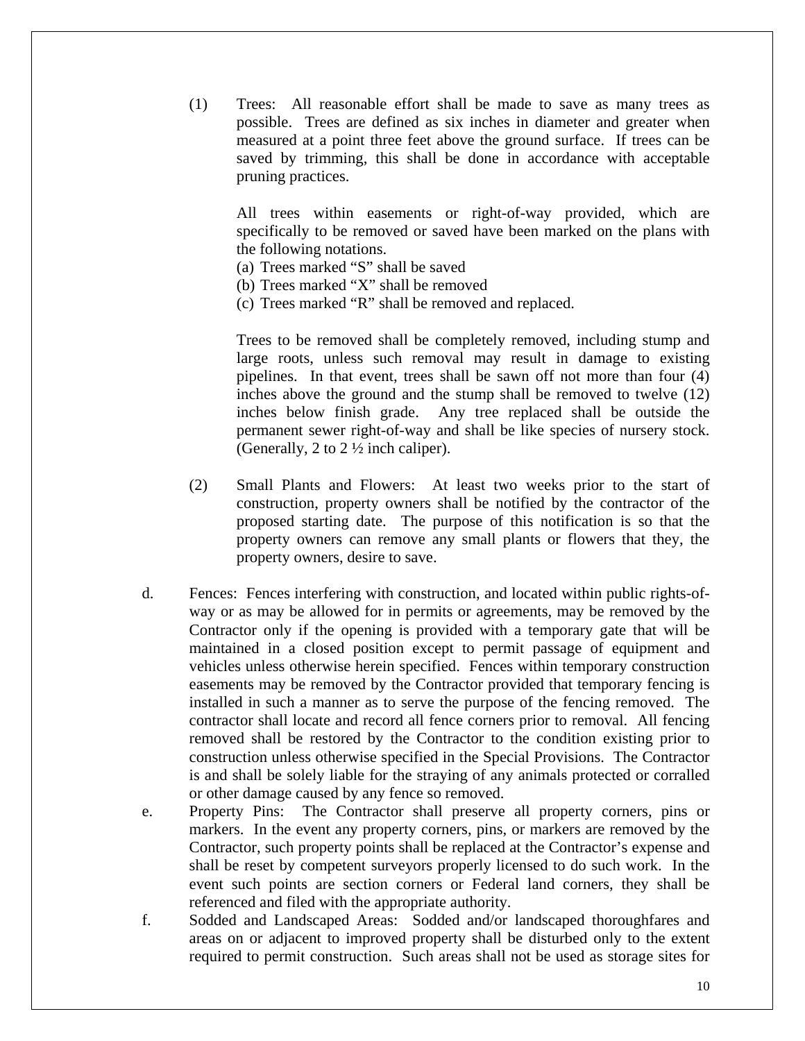(1) Trees: All reasonable effort shall be made to save as many trees as possible. Trees are defined as six inches in diameter and greater when measured at a point three feet above the ground surface. If trees can be saved by trimming, this shall be done in accordance with acceptable pruning practices.

All trees within easements or right-of-way provided, which are specifically to be removed or saved have been marked on the plans with the following notations.

(a) Trees marked "S" shall be saved
(b) Trees marked "X" shall be removed
(c) Trees marked "R" shall be removed and replaced.

Trees to be removed shall be completely removed, including stump and large roots, unless such removal may result in damage to existing pipelines. In that event, trees shall be sawn off not more than four (4) inches above the ground and the stump shall be removed to twelve (12) inches below finish grade. Any tree replaced shall be outside the permanent sewer right-of-way and shall be like species of nursery stock. (Generally, 2 to 2 ½ inch caliper).

(2) Small Plants and Flowers: At least two weeks prior to the start of construction, property owners shall be notified by the contractor of the proposed starting date. The purpose of this notification is so that the property owners can remove any small plants or flowers that they, the property owners, desire to save.

d. Fences: Fences interfering with construction, and located within public rights-of-way or as may be allowed for in permits or agreements, may be removed by the Contractor only if the opening is provided with a temporary gate that will be maintained in a closed position except to permit passage of equipment and vehicles unless otherwise herein specified. Fences within temporary construction easements may be removed by the Contractor provided that temporary fencing is installed in such a manner as to serve the purpose of the fencing removed. The contractor shall locate and record all fence corners prior to removal. All fencing removed shall be restored by the Contractor to the condition existing prior to construction unless otherwise specified in the Special Provisions. The Contractor is and shall be solely liable for the straying of any animals protected or corralled or other damage caused by any fence so removed.

e. Property Pins: The Contractor shall preserve all property corners, pins or markers. In the event any property corners, pins, or markers are removed by the Contractor, such property points shall be replaced at the Contractor's expense and shall be reset by competent surveyors properly licensed to do such work. In the event such points are section corners or Federal land corners, they shall be referenced and filed with the appropriate authority.

f. Sodded and Landscaped Areas: Sodded and/or landscaped thoroughfares and areas on or adjacent to improved property shall be disturbed only to the extent required to permit construction. Such areas shall not be used as storage sites for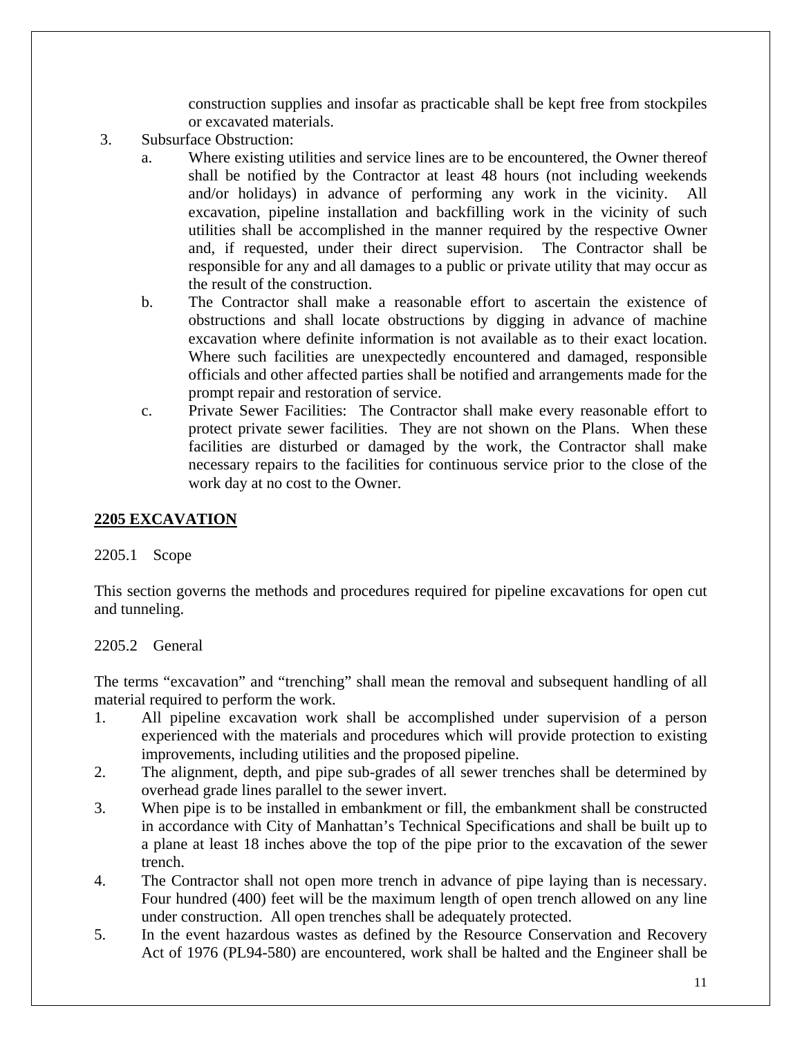construction supplies and insofar as practicable shall be kept free from stockpiles or excavated materials.

3. Subsurface Obstruction:
   a. Where existing utilities and service lines are to be encountered, the Owner thereof shall be notified by the Contractor at least 48 hours (not including weekends and/or holidays) in advance of performing any work in the vicinity. All excavation, pipeline installation and backfilling work in the vicinity of such utilities shall be accomplished in the manner required by the respective Owner and, if requested, under their direct supervision. The Contractor shall be responsible for any and all damages to a public or private utility that may occur as the result of the construction.
   b. The Contractor shall make a reasonable effort to ascertain the existence of obstructions and shall locate obstructions by digging in advance of machine excavation where definite information is not available as to their exact location. Where such facilities are unexpectedly encountered and damaged, responsible officials and other affected parties shall be notified and arrangements made for the prompt repair and restoration of service.
   c. Private Sewer Facilities: The Contractor shall make every reasonable effort to protect private sewer facilities. They are not shown on the Plans. When these facilities are disturbed or damaged by the work, the Contractor shall make necessary repairs to the facilities for continuous service prior to the close of the work day at no cost to the Owner.

## 2205 EXCAVATION

2205.1 Scope

This section governs the methods and procedures required for pipeline excavations for open cut and tunneling.

2205.2 General

The terms "excavation" and "trenching" shall mean the removal and subsequent handling of all material required to perform the work.

1. All pipeline excavation work shall be accomplished under supervision of a person experienced with the materials and procedures which will provide protection to existing improvements, including utilities and the proposed pipeline.
2. The alignment, depth, and pipe sub-grades of all sewer trenches shall be determined by overhead grade lines parallel to the sewer invert.
3. When pipe is to be installed in embankment or fill, the embankment shall be constructed in accordance with City of Manhattan's Technical Specifications and shall be built up to a plane at least 18 inches above the top of the pipe prior to the excavation of the sewer trench.
4. The Contractor shall not open more trench in advance of pipe laying than is necessary. Four hundred (400) feet will be the maximum length of open trench allowed on any line under construction. All open trenches shall be adequately protected.
5. In the event hazardous wastes as defined by the Resource Conservation and Recovery Act of 1976 (PL94-580) are encountered, work shall be halted and the Engineer shall be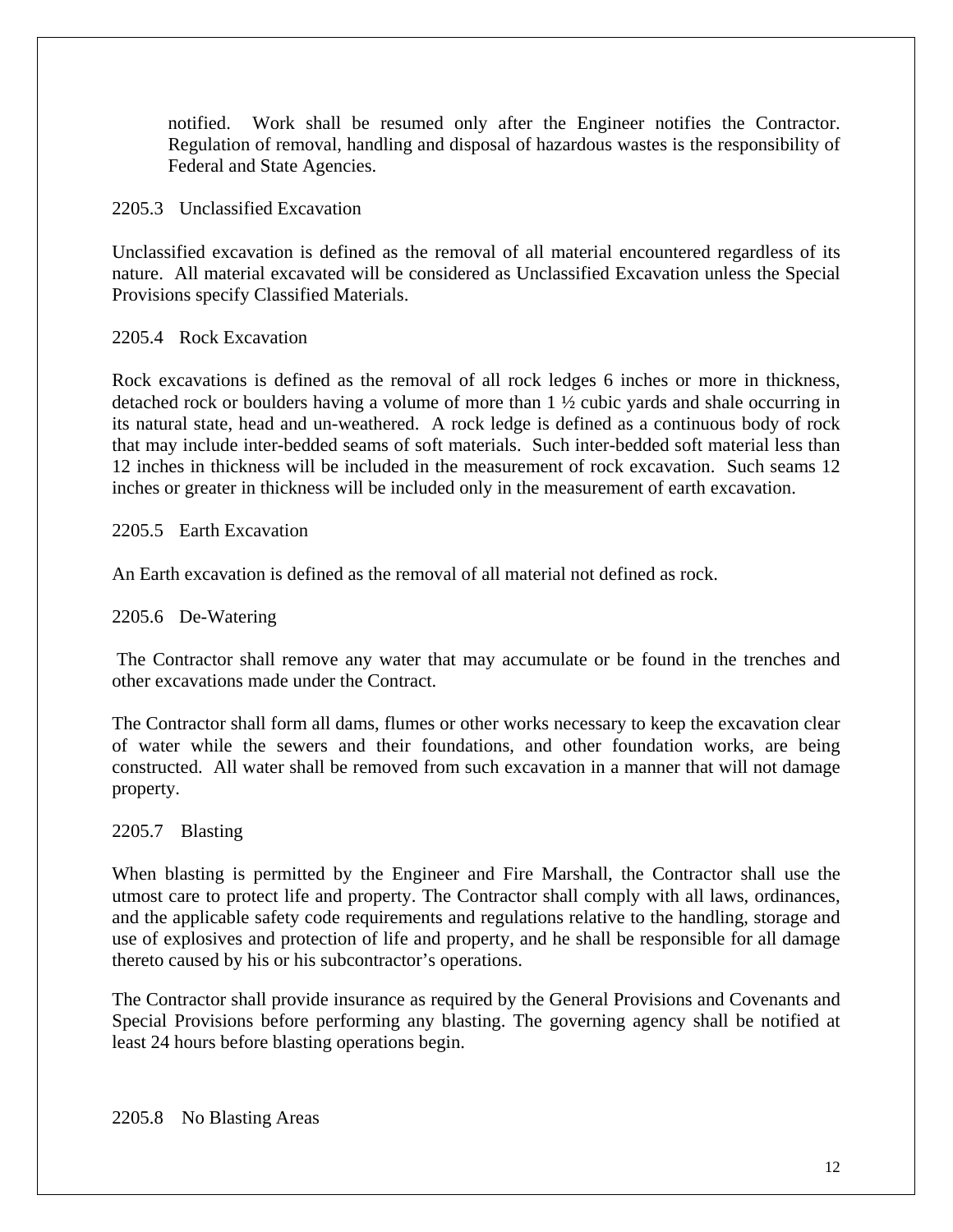notified. Work shall be resumed only after the Engineer notifies the Contractor. Regulation of removal, handling and disposal of hazardous wastes is the responsibility of Federal and State Agencies.

### 2205.3 Unclassified Excavation

Unclassified excavation is defined as the removal of all material encountered regardless of its nature. All material excavated will be considered as Unclassified Excavation unless the Special Provisions specify Classified Materials.

### 2205.4 Rock Excavation

Rock excavations is defined as the removal of all rock ledges 6 inches or more in thickness, detached rock or boulders having a volume of more than 1 ½ cubic yards and shale occurring in its natural state, head and un-weathered. A rock ledge is defined as a continuous body of rock that may include inter-bedded seams of soft materials. Such inter-bedded soft material less than 12 inches in thickness will be included in the measurement of rock excavation. Such seams 12 inches or greater in thickness will be included only in the measurement of earth excavation.

### 2205.5 Earth Excavation

An Earth excavation is defined as the removal of all material not defined as rock.

### 2205.6 De-Watering

The Contractor shall remove any water that may accumulate or be found in the trenches and other excavations made under the Contract.

The Contractor shall form all dams, flumes or other works necessary to keep the excavation clear of water while the sewers and their foundations, and other foundation works, are being constructed. All water shall be removed from such excavation in a manner that will not damage property.

### 2205.7 Blasting

When blasting is permitted by the Engineer and Fire Marshall, the Contractor shall use the utmost care to protect life and property. The Contractor shall comply with all laws, ordinances, and the applicable safety code requirements and regulations relative to the handling, storage and use of explosives and protection of life and property, and he shall be responsible for all damage thereto caused by his or his subcontractor's operations.

The Contractor shall provide insurance as required by the General Provisions and Covenants and Special Provisions before performing any blasting. The governing agency shall be notified at least 24 hours before blasting operations begin.

### 2205.8 No Blasting Areas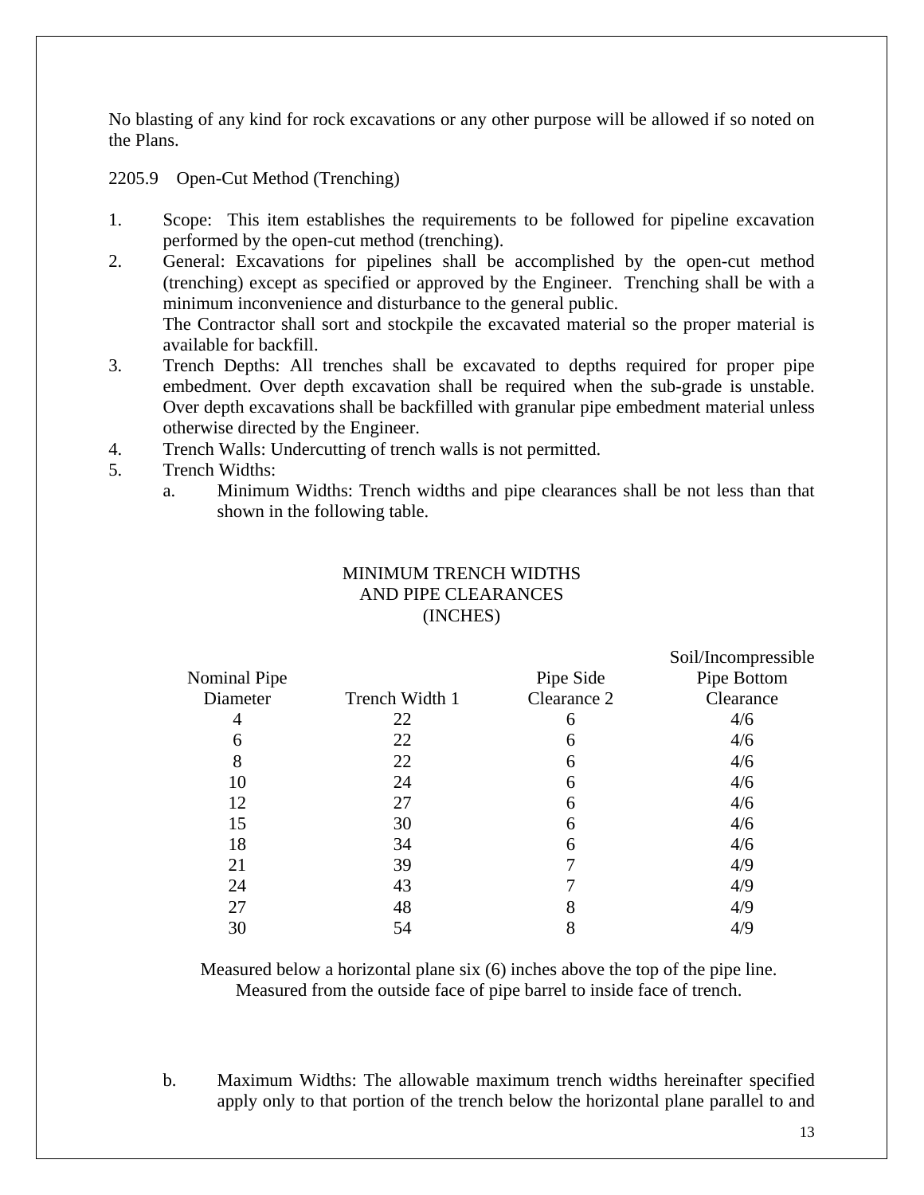No blasting of any kind for rock excavations or any other purpose will be allowed if so noted on the Plans.

2205.9 Open-Cut Method (Trenching)

1. Scope: This item establishes the requirements to be followed for pipeline excavation performed by the open-cut method (trenching).
2. General: Excavations for pipelines shall be accomplished by the open-cut method (trenching) except as specified or approved by the Engineer. Trenching shall be with a minimum inconvenience and disturbance to the general public.
   The Contractor shall sort and stockpile the excavated material so the proper material is available for backfill.
3. Trench Depths: All trenches shall be excavated to depths required for proper pipe embedment. Over depth excavation shall be required when the sub-grade is unstable. Over depth excavations shall be backfilled with granular pipe embedment material unless otherwise directed by the Engineer.
4. Trench Walls: Undercutting of trench walls is not permitted.
5. Trench Widths:
   a. Minimum Widths: Trench widths and pipe clearances shall be not less than that shown in the following table.

MINIMUM TRENCH WIDTHS
AND PIPE CLEARANCES
(INCHES)

| Nominal Pipe Diameter | Trench Width 1 | Pipe Side Clearance 2 | Soil/Incompressible Pipe Bottom Clearance |
|---|---|---|---|
| 4 | 22 | 6 | 4/6 |
| 6 | 22 | 6 | 4/6 |
| 8 | 22 | 6 | 4/6 |
| 10 | 24 | 6 | 4/6 |
| 12 | 27 | 6 | 4/6 |
| 15 | 30 | 6 | 4/6 |
| 18 | 34 | 6 | 4/6 |
| 21 | 39 | 7 | 4/9 |
| 24 | 43 | 7 | 4/9 |
| 27 | 48 | 8 | 4/9 |
| 30 | 54 | 8 | 4/9 |

Measured below a horizontal plane six (6) inches above the top of the pipe line.
Measured from the outside face of pipe barrel to inside face of trench.

   b. Maximum Widths: The allowable maximum trench widths hereinafter specified apply only to that portion of the trench below the horizontal plane parallel to and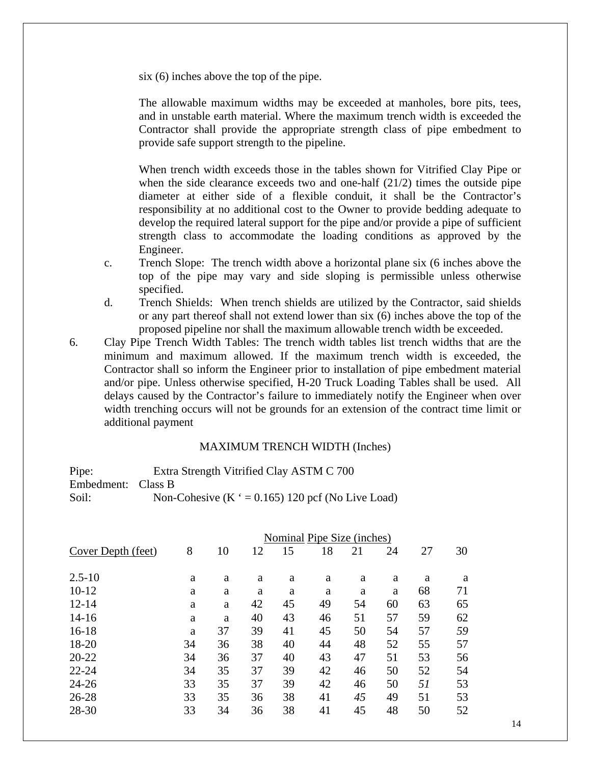six (6) inches above the top of the pipe.

The allowable maximum widths may be exceeded at manholes, bore pits, tees, and in unstable earth material. Where the maximum trench width is exceeded the Contractor shall provide the appropriate strength class of pipe embedment to provide safe support strength to the pipeline.

When trench width exceeds those in the tables shown for Vitrified Clay Pipe or when the side clearance exceeds two and one-half (21/2) times the outside pipe diameter at either side of a flexible conduit, it shall be the Contractor's responsibility at no additional cost to the Owner to provide bedding adequate to develop the required lateral support for the pipe and/or provide a pipe of sufficient strength class to accommodate the loading conditions as approved by the Engineer.

c. Trench Slope: The trench width above a horizontal plane six (6 inches above the top of the pipe may vary and side sloping is permissible unless otherwise specified.

d. Trench Shields: When trench shields are utilized by the Contractor, said shields or any part thereof shall not extend lower than six (6) inches above the top of the proposed pipeline nor shall the maximum allowable trench width be exceeded.

6. Clay Pipe Trench Width Tables: The trench width tables list trench widths that are the minimum and maximum allowed. If the maximum trench width is exceeded, the Contractor shall so inform the Engineer prior to installation of pipe embedment material and/or pipe. Unless otherwise specified, H-20 Truck Loading Tables shall be used. All delays caused by the Contractor's failure to immediately notify the Engineer when over width trenching occurs will not be grounds for an extension of the contract time limit or additional payment

MAXIMUM TRENCH WIDTH (Inches)

Pipe: Extra Strength Vitrified Clay ASTM C 700
Embedment: Class B
Soil: Non-Cohesive (K ' = 0.165) 120 pcf (No Live Load)

| | Nominal Pipe Size (inches) | | | | | | | | |
|---|---|---|---|---|---|---|---|---|---|
| Cover Depth (feet) | 8 | 10 | 12 | 15 | 18 | 21 | 24 | 27 | 30 |
| 2.5-10 | a | a | a | a | a | a | a | a | a |
| 10-12 | a | a | a | a | a | a | a | 68 | 71 |
| 12-14 | a | a | 42 | 45 | 49 | 54 | 60 | 63 | 65 |
| 14-16 | a | a | 40 | 43 | 46 | 51 | 57 | 59 | 62 |
| 16-18 | a | 37 | 39 | 41 | 45 | 50 | 54 | 57 | *59* |
| 18-20 | 34 | 36 | 38 | 40 | 44 | 48 | 52 | 55 | 57 |
| 20-22 | 34 | 36 | 37 | 40 | 43 | 47 | 51 | 53 | 56 |
| 22-24 | 34 | 35 | 37 | 39 | 42 | 46 | 50 | 52 | 54 |
| 24-26 | 33 | 35 | 37 | 39 | 42 | 46 | 50 | *51* | 53 |
| 26-28 | 33 | 35 | 36 | 38 | 41 | *45* | 49 | 51 | 53 |
| 28-30 | 33 | 34 | 36 | 38 | 41 | 45 | 48 | 50 | 52 |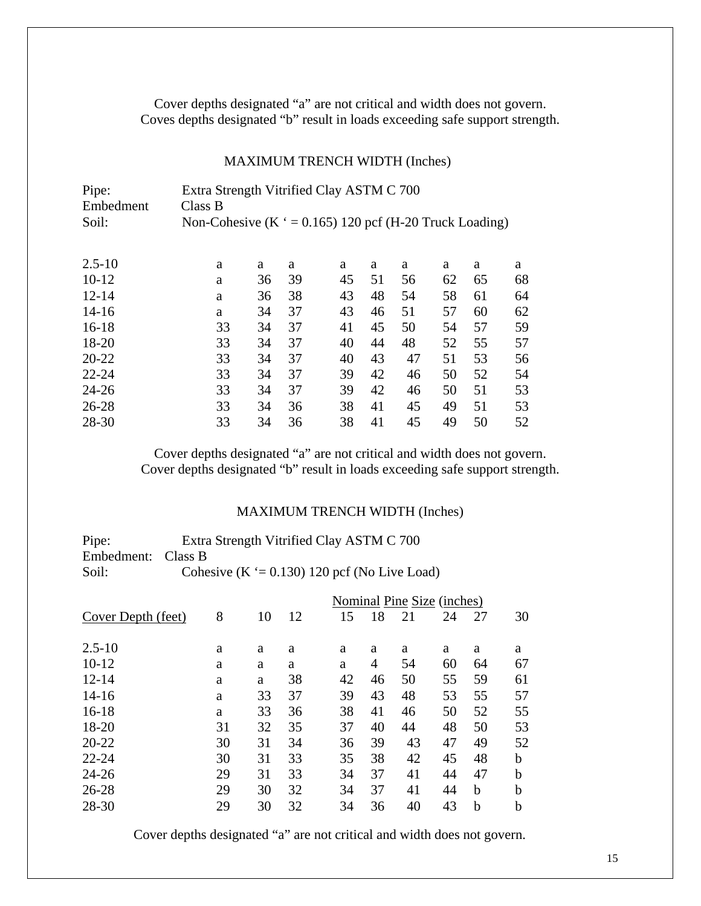Cover depths designated “a” are not critical and width does not govern.
Coves depths designated “b” result in loads exceeding safe support strength.

## MAXIMUM TRENCH WIDTH (Inches)

Pipe: Extra Strength Vitrified Clay ASTM C 700
Embedment Class B
Soil: Non-Cohesive (K ‘ = 0.165) 120 pcf (H-20 Truck Loading)

| | | | | | | | | | |
|---|---|---|---|---|---|---|---|---|---|
| 2.5-10 | a | a | a | a | a | a | a | a | a |
| 10-12 | a | 36 | 39 | 45 | 51 | 56 | 62 | 65 | 68 |
| 12-14 | a | 36 | 38 | 43 | 48 | 54 | 58 | 61 | 64 |
| 14-16 | a | 34 | 37 | 43 | 46 | 51 | 57 | 60 | 62 |
| 16-18 | 33 | 34 | 37 | 41 | 45 | 50 | 54 | 57 | 59 |
| 18-20 | 33 | 34 | 37 | 40 | 44 | 48 | 52 | 55 | 57 |
| 20-22 | 33 | 34 | 37 | 40 | 43 | 47 | 51 | 53 | 56 |
| 22-24 | 33 | 34 | 37 | 39 | 42 | 46 | 50 | 52 | 54 |
| 24-26 | 33 | 34 | 37 | 39 | 42 | 46 | 50 | 51 | 53 |
| 26-28 | 33 | 34 | 36 | 38 | 41 | 45 | 49 | 51 | 53 |
| 28-30 | 33 | 34 | 36 | 38 | 41 | 45 | 49 | 50 | 52 |

Cover depths designated “a” are not critical and width does not govern.
Cover depths designated “b” result in loads exceeding safe support strength.

## MAXIMUM TRENCH WIDTH (Inches)

Pipe: Extra Strength Vitrified Clay ASTM C 700
Embedment: Class B
Soil: Cohesive (K ‘= 0.130) 120 pcf (No Live Load)

| | Nominal Pine Size (inches) | | | | | | | | |
|---|---|---|---|---|---|---|---|---|---|
| Cover Depth (feet) | 8 | 10 | 12 | 15 | 18 | 21 | 24 | 27 | 30 |
| 2.5-10 | a | a | a | a | a | a | a | a | a |
| 10-12 | a | a | a | a | 4 | 54 | 60 | 64 | 67 |
| 12-14 | a | a | 38 | 42 | 46 | 50 | 55 | 59 | 61 |
| 14-16 | a | 33 | 37 | 39 | 43 | 48 | 53 | 55 | 57 |
| 16-18 | a | 33 | 36 | 38 | 41 | 46 | 50 | 52 | 55 |
| 18-20 | 31 | 32 | 35 | 37 | 40 | 44 | 48 | 50 | 53 |
| 20-22 | 30 | 31 | 34 | 36 | 39 | 43 | 47 | 49 | 52 |
| 22-24 | 30 | 31 | 33 | 35 | 38 | 42 | 45 | 48 | b |
| 24-26 | 29 | 31 | 33 | 34 | 37 | 41 | 44 | 47 | b |
| 26-28 | 29 | 30 | 32 | 34 | 37 | 41 | 44 | b | b |
| 28-30 | 29 | 30 | 32 | 34 | 36 | 40 | 43 | b | b |

Cover depths designated “a” are not critical and width does not govern.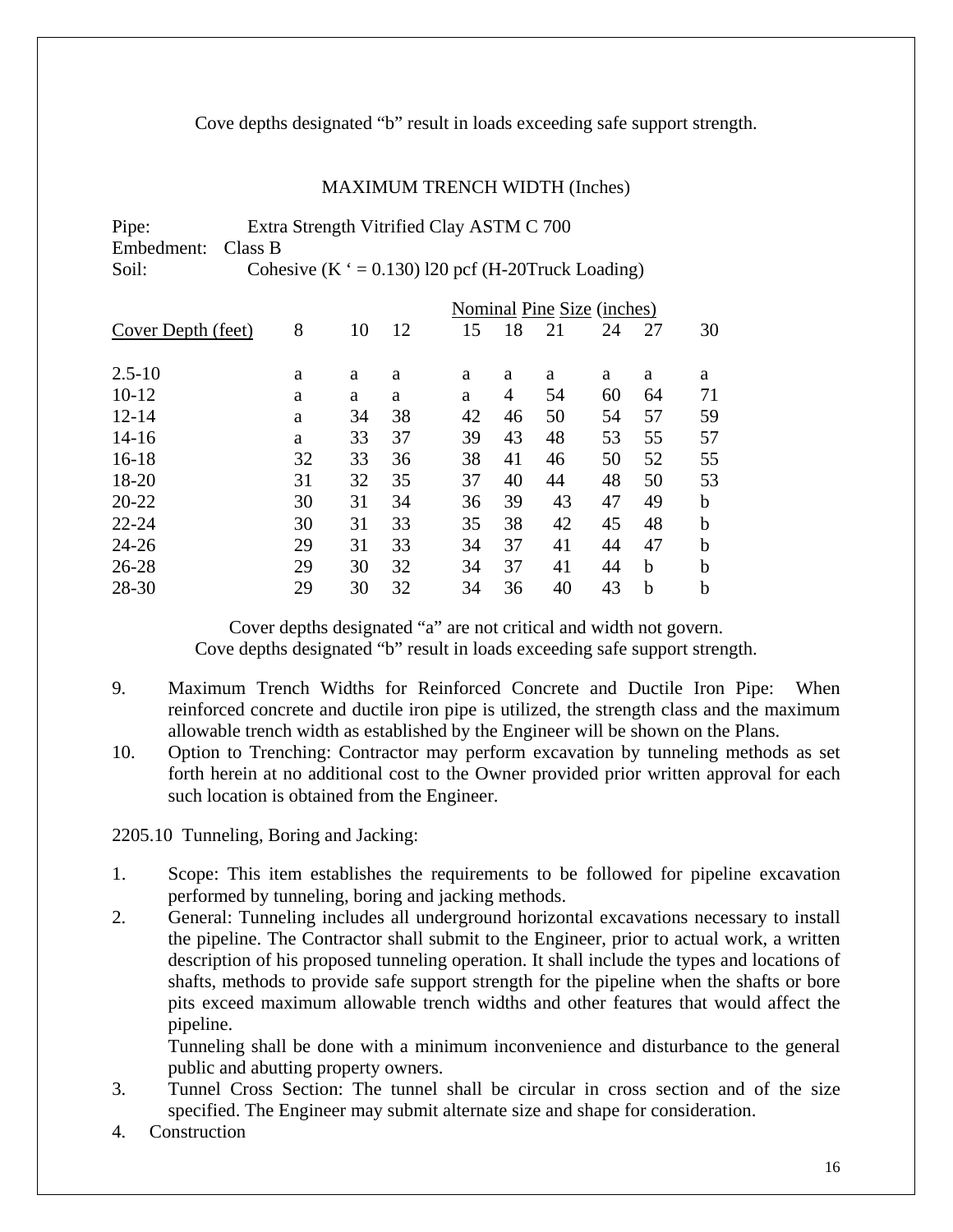Cove depths designated "b" result in loads exceeding safe support strength.

MAXIMUM TRENCH WIDTH (Inches)

Pipe: Extra Strength Vitrified Clay ASTM C 700
Embedment: Class B
Soil: Cohesive (K ' = 0.130) l20 pcf (H-20Truck Loading)

| | Nominal Pine Size (inches) | | | | | | | | |
|---|---|---|---|---|---|---|---|---|---|
| Cover Depth (feet) | 8 | 10 | 12 | 15 | 18 | 21 | 24 | 27 | 30 |
| 2.5-10 | a | a | a | a | a | a | a | a | a |
| 10-12 | a | a | a | a | 4 | 54 | 60 | 64 | 71 |
| 12-14 | a | 34 | 38 | 42 | 46 | 50 | 54 | 57 | 59 |
| 14-16 | a | 33 | 37 | 39 | 43 | 48 | 53 | 55 | 57 |
| 16-18 | 32 | 33 | 36 | 38 | 41 | 46 | 50 | 52 | 55 |
| 18-20 | 31 | 32 | 35 | 37 | 40 | 44 | 48 | 50 | 53 |
| 20-22 | 30 | 31 | 34 | 36 | 39 | 43 | 47 | 49 | b |
| 22-24 | 30 | 31 | 33 | 35 | 38 | 42 | 45 | 48 | b |
| 24-26 | 29 | 31 | 33 | 34 | 37 | 41 | 44 | 47 | b |
| 26-28 | 29 | 30 | 32 | 34 | 37 | 41 | 44 | b | b |
| 28-30 | 29 | 30 | 32 | 34 | 36 | 40 | 43 | b | b |

Cover depths designated "a" are not critical and width not govern.
Cove depths designated "b" result in loads exceeding safe support strength.

9. Maximum Trench Widths for Reinforced Concrete and Ductile Iron Pipe: When reinforced concrete and ductile iron pipe is utilized, the strength class and the maximum allowable trench width as established by the Engineer will be shown on the Plans.
10. Option to Trenching: Contractor may perform excavation by tunneling methods as set forth herein at no additional cost to the Owner provided prior written approval for each such location is obtained from the Engineer.

2205.10 Tunneling, Boring and Jacking:

1. Scope: This item establishes the requirements to be followed for pipeline excavation performed by tunneling, boring and jacking methods.
2. General: Tunneling includes all underground horizontal excavations necessary to install the pipeline. The Contractor shall submit to the Engineer, prior to actual work, a written description of his proposed tunneling operation. It shall include the types and locations of shafts, methods to provide safe support strength for the pipeline when the shafts or bore pits exceed maximum allowable trench widths and other features that would affect the pipeline.

   Tunneling shall be done with a minimum inconvenience and disturbance to the general public and abutting property owners.
3. Tunnel Cross Section: The tunnel shall be circular in cross section and of the size specified. The Engineer may submit alternate size and shape for consideration.
4. Construction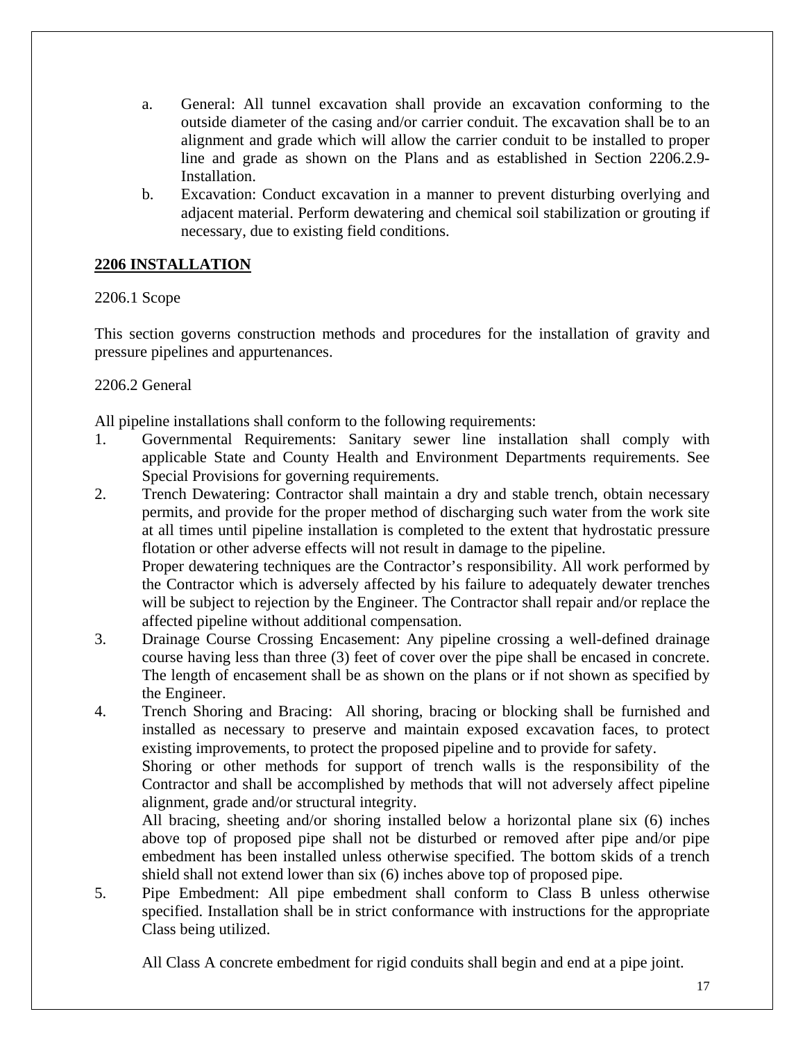a. General: All tunnel excavation shall provide an excavation conforming to the outside diameter of the casing and/or carrier conduit. The excavation shall be to an alignment and grade which will allow the carrier conduit to be installed to proper line and grade as shown on the Plans and as established in Section 2206.2.9-Installation.

b. Excavation: Conduct excavation in a manner to prevent disturbing overlying and adjacent material. Perform dewatering and chemical soil stabilization or grouting if necessary, due to existing field conditions.

## 2206 INSTALLATION

2206.1 Scope

This section governs construction methods and procedures for the installation of gravity and pressure pipelines and appurtenances.

2206.2 General

All pipeline installations shall conform to the following requirements:

1. Governmental Requirements: Sanitary sewer line installation shall comply with applicable State and County Health and Environment Departments requirements. See Special Provisions for governing requirements.
2. Trench Dewatering: Contractor shall maintain a dry and stable trench, obtain necessary permits, and provide for the proper method of discharging such water from the work site at all times until pipeline installation is completed to the extent that hydrostatic pressure flotation or other adverse effects will not result in damage to the pipeline.

   Proper dewatering techniques are the Contractor's responsibility. All work performed by the Contractor which is adversely affected by his failure to adequately dewater trenches will be subject to rejection by the Engineer. The Contractor shall repair and/or replace the affected pipeline without additional compensation.
3. Drainage Course Crossing Encasement: Any pipeline crossing a well-defined drainage course having less than three (3) feet of cover over the pipe shall be encased in concrete. The length of encasement shall be as shown on the plans or if not shown as specified by the Engineer.
4. Trench Shoring and Bracing: All shoring, bracing or blocking shall be furnished and installed as necessary to preserve and maintain exposed excavation faces, to protect existing improvements, to protect the proposed pipeline and to provide for safety.

   Shoring or other methods for support of trench walls is the responsibility of the Contractor and shall be accomplished by methods that will not adversely affect pipeline alignment, grade and/or structural integrity.

   All bracing, sheeting and/or shoring installed below a horizontal plane six (6) inches above top of proposed pipe shall not be disturbed or removed after pipe and/or pipe embedment has been installed unless otherwise specified. The bottom skids of a trench shield shall not extend lower than six (6) inches above top of proposed pipe.
5. Pipe Embedment: All pipe embedment shall conform to Class B unless otherwise specified. Installation shall be in strict conformance with instructions for the appropriate Class being utilized.

   All Class A concrete embedment for rigid conduits shall begin and end at a pipe joint.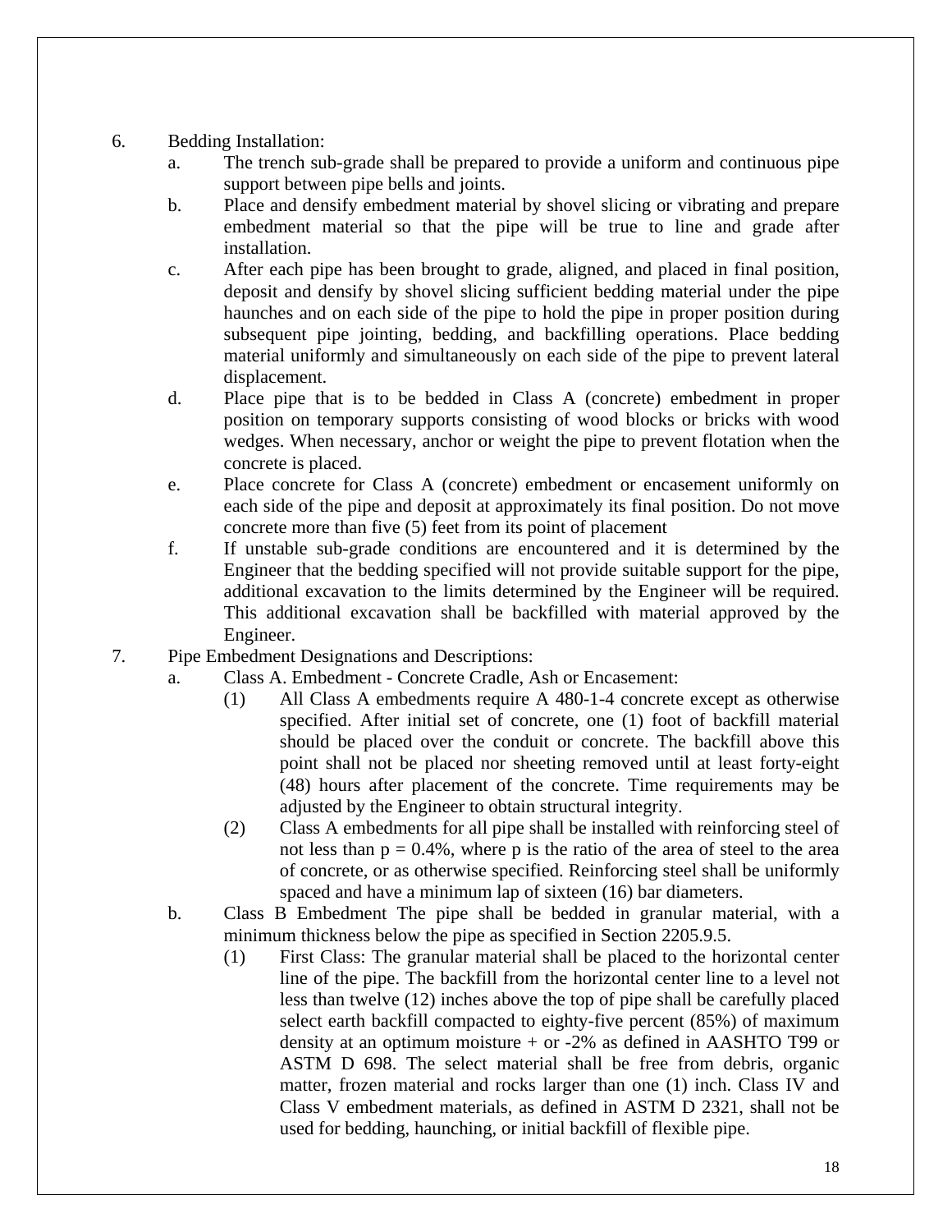6. Bedding Installation:
   a. The trench sub-grade shall be prepared to provide a uniform and continuous pipe support between pipe bells and joints.
   b. Place and densify embedment material by shovel slicing or vibrating and prepare embedment material so that the pipe will be true to line and grade after installation.
   c. After each pipe has been brought to grade, aligned, and placed in final position, deposit and densify by shovel slicing sufficient bedding material under the pipe haunches and on each side of the pipe to hold the pipe in proper position during subsequent pipe jointing, bedding, and backfilling operations. Place bedding material uniformly and simultaneously on each side of the pipe to prevent lateral displacement.
   d. Place pipe that is to be bedded in Class A (concrete) embedment in proper position on temporary supports consisting of wood blocks or bricks with wood wedges. When necessary, anchor or weight the pipe to prevent flotation when the concrete is placed.
   e. Place concrete for Class A (concrete) embedment or encasement uniformly on each side of the pipe and deposit at approximately its final position. Do not move concrete more than five (5) feet from its point of placement
   f. If unstable sub-grade conditions are encountered and it is determined by the Engineer that the bedding specified will not provide suitable support for the pipe, additional excavation to the limits determined by the Engineer will be required. This additional excavation shall be backfilled with material approved by the Engineer.
7. Pipe Embedment Designations and Descriptions:
   a. Class A. Embedment - Concrete Cradle, Ash or Encasement:
      (1) All Class A embedments require A 480-1-4 concrete except as otherwise specified. After initial set of concrete, one (1) foot of backfill material should be placed over the conduit or concrete. The backfill above this point shall not be placed nor sheeting removed until at least forty-eight (48) hours after placement of the concrete. Time requirements may be adjusted by the Engineer to obtain structural integrity.
      (2) Class A embedments for all pipe shall be installed with reinforcing steel of not less than $p = 0.4\%$, where p is the ratio of the area of steel to the area of concrete, or as otherwise specified. Reinforcing steel shall be uniformly spaced and have a minimum lap of sixteen (16) bar diameters.
   b. Class B Embedment The pipe shall be bedded in granular material, with a minimum thickness below the pipe as specified in Section 2205.9.5.
      (1) First Class: The granular material shall be placed to the horizontal center line of the pipe. The backfill from the horizontal center line to a level not less than twelve (12) inches above the top of pipe shall be carefully placed select earth backfill compacted to eighty-five percent (85%) of maximum density at an optimum moisture + or -2% as defined in AASHTO T99 or ASTM D 698. The select material shall be free from debris, organic matter, frozen material and rocks larger than one (1) inch. Class IV and Class V embedment materials, as defined in ASTM D 2321, shall not be used for bedding, haunching, or initial backfill of flexible pipe.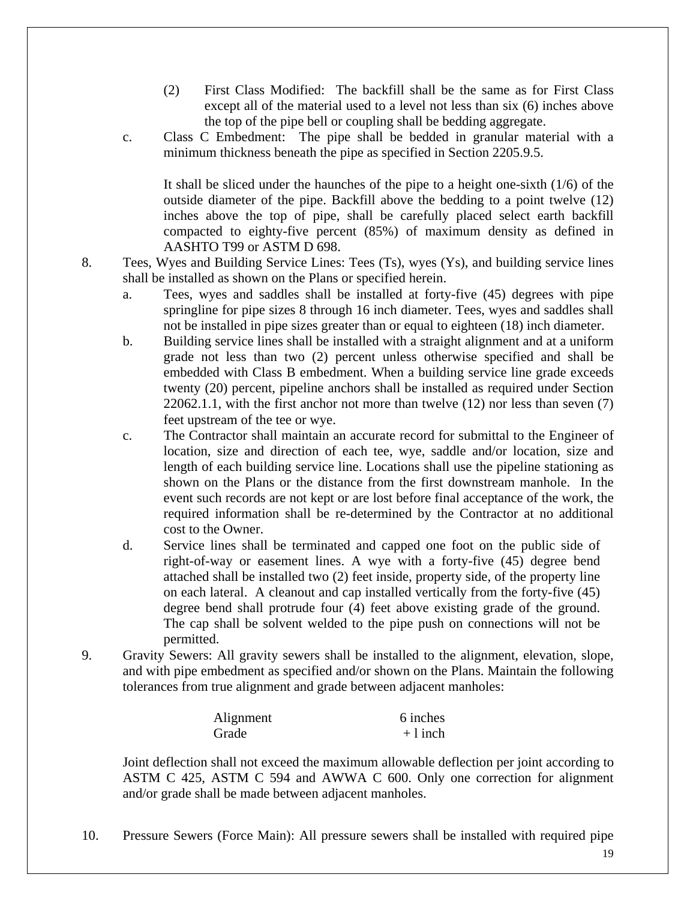(2) First Class Modified: The backfill shall be the same as for First Class except all of the material used to a level not less than six (6) inches above the top of the pipe bell or coupling shall be bedding aggregate.

c. Class C Embedment: The pipe shall be bedded in granular material with a minimum thickness beneath the pipe as specified in Section 2205.9.5.

   It shall be sliced under the haunches of the pipe to a height one-sixth (1/6) of the outside diameter of the pipe. Backfill above the bedding to a point twelve (12) inches above the top of pipe, shall be carefully placed select earth backfill compacted to eighty-five percent (85%) of maximum density as defined in AASHTO T99 or ASTM D 698.

8. Tees, Wyes and Building Service Lines: Tees (Ts), wyes (Ys), and building service lines shall be installed as shown on the Plans or specified herein.

   a. Tees, wyes and saddles shall be installed at forty-five (45) degrees with pipe springline for pipe sizes 8 through 16 inch diameter. Tees, wyes and saddles shall not be installed in pipe sizes greater than or equal to eighteen (18) inch diameter.

   b. Building service lines shall be installed with a straight alignment and at a uniform grade not less than two (2) percent unless otherwise specified and shall be embedded with Class B embedment. When a building service line grade exceeds twenty (20) percent, pipeline anchors shall be installed as required under Section 22062.1.1, with the first anchor not more than twelve (12) nor less than seven (7) feet upstream of the tee or wye.

   c. The Contractor shall maintain an accurate record for submittal to the Engineer of location, size and direction of each tee, wye, saddle and/or location, size and length of each building service line. Locations shall use the pipeline stationing as shown on the Plans or the distance from the first downstream manhole. In the event such records are not kept or are lost before final acceptance of the work, the required information shall be re-determined by the Contractor at no additional cost to the Owner.

   d. Service lines shall be terminated and capped one foot on the public side of right-of-way or easement lines. A wye with a forty-five (45) degree bend attached shall be installed two (2) feet inside, property side, of the property line on each lateral. A cleanout and cap installed vertically from the forty-five (45) degree bend shall protrude four (4) feet above existing grade of the ground. The cap shall be solvent welded to the pipe push on connections will not be permitted.

9. Gravity Sewers: All gravity sewers shall be installed to the alignment, elevation, slope, and with pipe embedment as specified and/or shown on the Plans. Maintain the following tolerances from true alignment and grade between adjacent manholes:

| | |
|---|---|
| Alignment | 6 inches |
| Grade | + l inch |

   Joint deflection shall not exceed the maximum allowable deflection per joint according to ASTM C 425, ASTM C 594 and AWWA C 600. Only one correction for alignment and/or grade shall be made between adjacent manholes.

10. Pressure Sewers (Force Main): All pressure sewers shall be installed with required pipe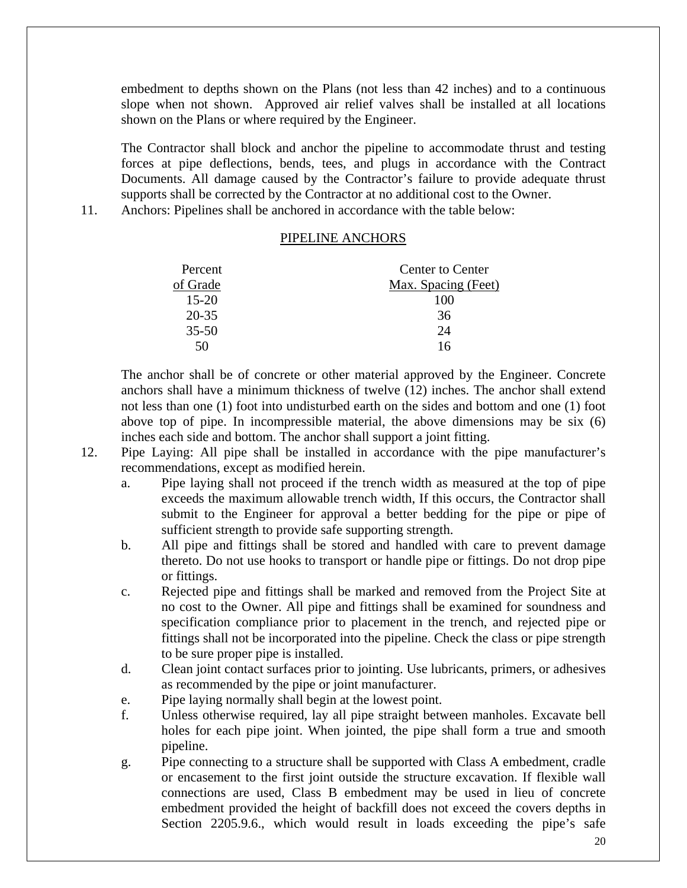embedment to depths shown on the Plans (not less than 42 inches) and to a continuous slope when not shown. Approved air relief valves shall be installed at all locations shown on the Plans or where required by the Engineer.

The Contractor shall block and anchor the pipeline to accommodate thrust and testing forces at pipe deflections, bends, tees, and plugs in accordance with the Contract Documents. All damage caused by the Contractor's failure to provide adequate thrust supports shall be corrected by the Contractor at no additional cost to the Owner.

11. Anchors: Pipelines shall be anchored in accordance with the table below:

PIPELINE ANCHORS

| Percent of Grade | Center to Center Max. Spacing (Feet) |
|---|---|
| 15-20 | 100 |
| 20-35 | 36 |
| 35-50 | 24 |
| 50 | 16 |

The anchor shall be of concrete or other material approved by the Engineer. Concrete anchors shall have a minimum thickness of twelve (12) inches. The anchor shall extend not less than one (1) foot into undisturbed earth on the sides and bottom and one (1) foot above top of pipe. In incompressible material, the above dimensions may be six (6) inches each side and bottom. The anchor shall support a joint fitting.

12. Pipe Laying: All pipe shall be installed in accordance with the pipe manufacturer's recommendations, except as modified herein.
    a. Pipe laying shall not proceed if the trench width as measured at the top of pipe exceeds the maximum allowable trench width, If this occurs, the Contractor shall submit to the Engineer for approval a better bedding for the pipe or pipe of sufficient strength to provide safe supporting strength.
    b. All pipe and fittings shall be stored and handled with care to prevent damage thereto. Do not use hooks to transport or handle pipe or fittings. Do not drop pipe or fittings.
    c. Rejected pipe and fittings shall be marked and removed from the Project Site at no cost to the Owner. All pipe and fittings shall be examined for soundness and specification compliance prior to placement in the trench, and rejected pipe or fittings shall not be incorporated into the pipeline. Check the class or pipe strength to be sure proper pipe is installed.
    d. Clean joint contact surfaces prior to jointing. Use lubricants, primers, or adhesives as recommended by the pipe or joint manufacturer.
    e. Pipe laying normally shall begin at the lowest point.
    f. Unless otherwise required, lay all pipe straight between manholes. Excavate bell holes for each pipe joint. When jointed, the pipe shall form a true and smooth pipeline.
    g. Pipe connecting to a structure shall be supported with Class A embedment, cradle or encasement to the first joint outside the structure excavation. If flexible wall connections are used, Class B embedment may be used in lieu of concrete embedment provided the height of backfill does not exceed the covers depths in Section 2205.9.6., which would result in loads exceeding the pipe's safe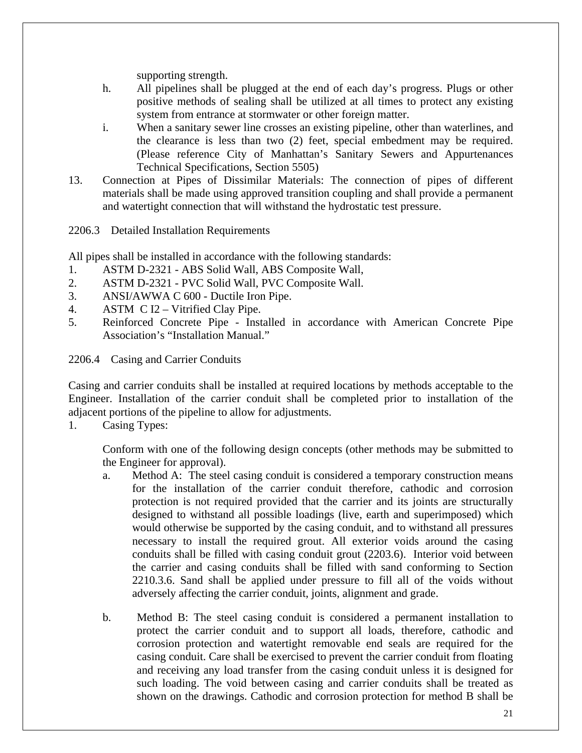supporting strength.

h. All pipelines shall be plugged at the end of each day's progress. Plugs or other positive methods of sealing shall be utilized at all times to protect any existing system from entrance at stormwater or other foreign matter.

i. When a sanitary sewer line crosses an existing pipeline, other than waterlines, and the clearance is less than two (2) feet, special embedment may be required. (Please reference City of Manhattan's Sanitary Sewers and Appurtenances Technical Specifications, Section 5505)

13. Connection at Pipes of Dissimilar Materials: The connection of pipes of different materials shall be made using approved transition coupling and shall provide a permanent and watertight connection that will withstand the hydrostatic test pressure.

2206.3 Detailed Installation Requirements

All pipes shall be installed in accordance with the following standards:

1. ASTM D-2321 - ABS Solid Wall, ABS Composite Wall,
2. ASTM D-2321 - PVC Solid Wall, PVC Composite Wall.
3. ANSI/AWWA C 600 - Ductile Iron Pipe.
4. ASTM C I2 – Vitrified Clay Pipe.
5. Reinforced Concrete Pipe - Installed in accordance with American Concrete Pipe Association's "Installation Manual."

2206.4 Casing and Carrier Conduits

Casing and carrier conduits shall be installed at required locations by methods acceptable to the Engineer. Installation of the carrier conduit shall be completed prior to installation of the adjacent portions of the pipeline to allow for adjustments.

1. Casing Types:

   Conform with one of the following design concepts (other methods may be submitted to the Engineer for approval).

   a. Method A: The steel casing conduit is considered a temporary construction means for the installation of the carrier conduit therefore, cathodic and corrosion protection is not required provided that the carrier and its joints are structurally designed to withstand all possible loadings (live, earth and superimposed) which would otherwise be supported by the casing conduit, and to withstand all pressures necessary to install the required grout. All exterior voids around the casing conduits shall be filled with casing conduit grout (2203.6). Interior void between the carrier and casing conduits shall be filled with sand conforming to Section 2210.3.6. Sand shall be applied under pressure to fill all of the voids without adversely affecting the carrier conduit, joints, alignment and grade.

   b. Method B: The steel casing conduit is considered a permanent installation to protect the carrier conduit and to support all loads, therefore, cathodic and corrosion protection and watertight removable end seals are required for the casing conduit. Care shall be exercised to prevent the carrier conduit from floating and receiving any load transfer from the casing conduit unless it is designed for such loading. The void between casing and carrier conduits shall be treated as shown on the drawings. Cathodic and corrosion protection for method B shall be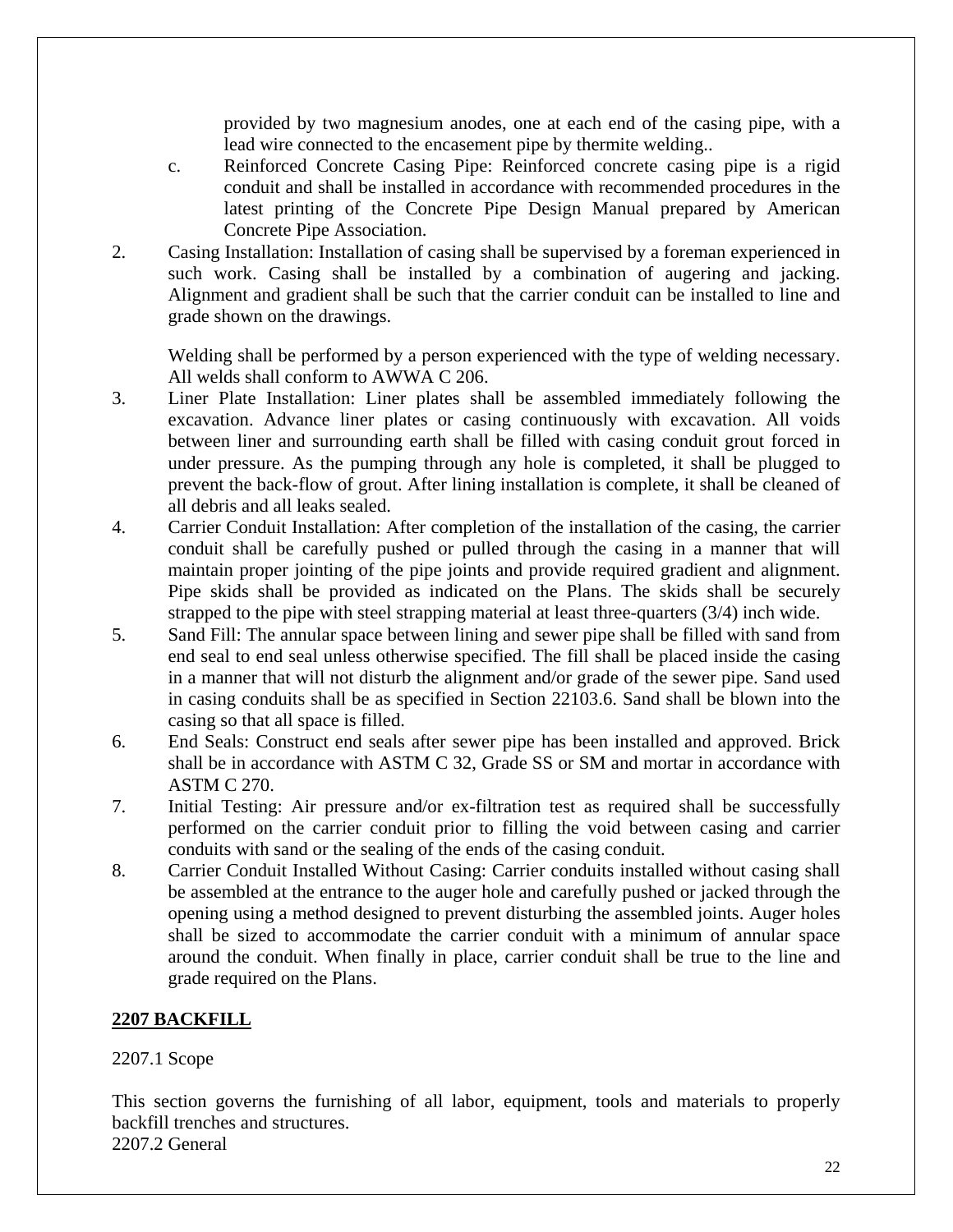provided by two magnesium anodes, one at each end of the casing pipe, with a lead wire connected to the encasement pipe by thermite welding..

   c. Reinforced Concrete Casing Pipe: Reinforced concrete casing pipe is a rigid conduit and shall be installed in accordance with recommended procedures in the latest printing of the Concrete Pipe Design Manual prepared by American Concrete Pipe Association.

2. Casing Installation: Installation of casing shall be supervised by a foreman experienced in such work. Casing shall be installed by a combination of augering and jacking. Alignment and gradient shall be such that the carrier conduit can be installed to line and grade shown on the drawings.

   Welding shall be performed by a person experienced with the type of welding necessary. All welds shall conform to AWWA C 206.

3. Liner Plate Installation: Liner plates shall be assembled immediately following the excavation. Advance liner plates or casing continuously with excavation. All voids between liner and surrounding earth shall be filled with casing conduit grout forced in under pressure. As the pumping through any hole is completed, it shall be plugged to prevent the back-flow of grout. After lining installation is complete, it shall be cleaned of all debris and all leaks sealed.

4. Carrier Conduit Installation: After completion of the installation of the casing, the carrier conduit shall be carefully pushed or pulled through the casing in a manner that will maintain proper jointing of the pipe joints and provide required gradient and alignment. Pipe skids shall be provided as indicated on the Plans. The skids shall be securely strapped to the pipe with steel strapping material at least three-quarters (3/4) inch wide.

5. Sand Fill: The annular space between lining and sewer pipe shall be filled with sand from end seal to end seal unless otherwise specified. The fill shall be placed inside the casing in a manner that will not disturb the alignment and/or grade of the sewer pipe. Sand used in casing conduits shall be as specified in Section 22103.6. Sand shall be blown into the casing so that all space is filled.

6. End Seals: Construct end seals after sewer pipe has been installed and approved. Brick shall be in accordance with ASTM C 32, Grade SS or SM and mortar in accordance with ASTM C 270.

7. Initial Testing: Air pressure and/or ex-filtration test as required shall be successfully performed on the carrier conduit prior to filling the void between casing and carrier conduits with sand or the sealing of the ends of the casing conduit.

8. Carrier Conduit Installed Without Casing: Carrier conduits installed without casing shall be assembled at the entrance to the auger hole and carefully pushed or jacked through the opening using a method designed to prevent disturbing the assembled joints. Auger holes shall be sized to accommodate the carrier conduit with a minimum of annular space around the conduit. When finally in place, carrier conduit shall be true to the line and grade required on the Plans.

## 2207 BACKFILL

2207.1 Scope

This section governs the furnishing of all labor, equipment, tools and materials to properly backfill trenches and structures.

2207.2 General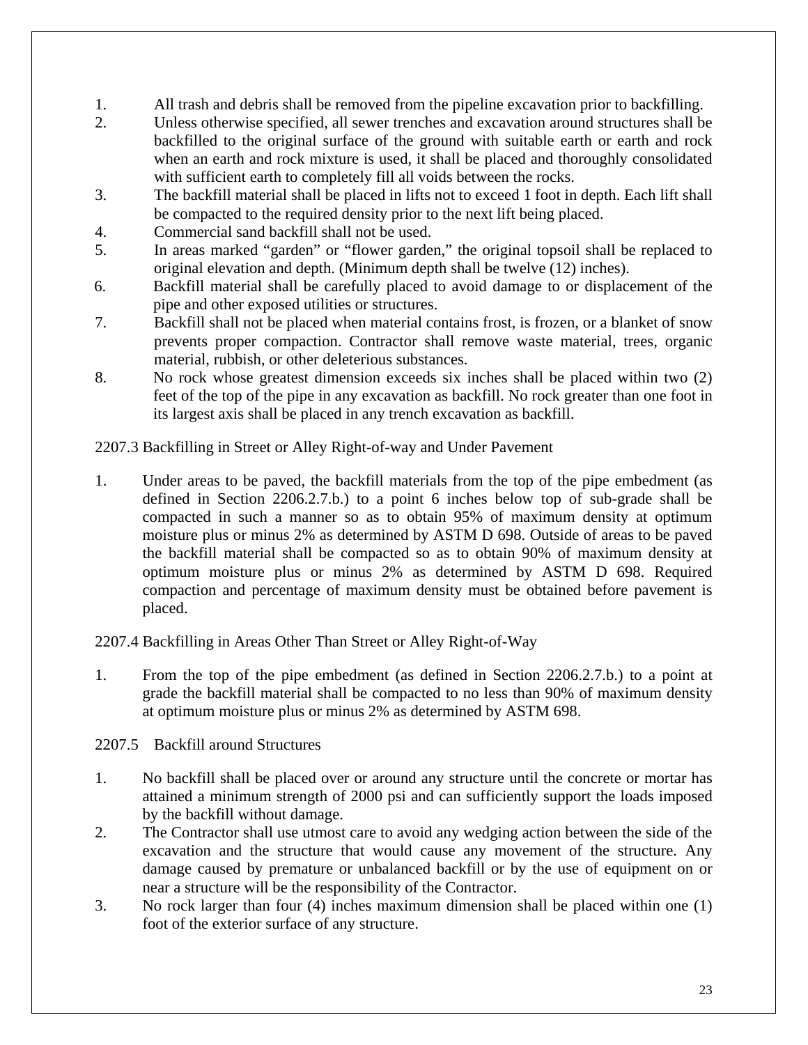1. All trash and debris shall be removed from the pipeline excavation prior to backfilling.
2. Unless otherwise specified, all sewer trenches and excavation around structures shall be backfilled to the original surface of the ground with suitable earth or earth and rock when an earth and rock mixture is used, it shall be placed and thoroughly consolidated with sufficient earth to completely fill all voids between the rocks.
3. The backfill material shall be placed in lifts not to exceed 1 foot in depth. Each lift shall be compacted to the required density prior to the next lift being placed.
4. Commercial sand backfill shall not be used.
5. In areas marked "garden" or "flower garden," the original topsoil shall be replaced to original elevation and depth. (Minimum depth shall be twelve (12) inches).
6. Backfill material shall be carefully placed to avoid damage to or displacement of the pipe and other exposed utilities or structures.
7. Backfill shall not be placed when material contains frost, is frozen, or a blanket of snow prevents proper compaction. Contractor shall remove waste material, trees, organic material, rubbish, or other deleterious substances.
8. No rock whose greatest dimension exceeds six inches shall be placed within two (2) feet of the top of the pipe in any excavation as backfill. No rock greater than one foot in its largest axis shall be placed in any trench excavation as backfill.

2207.3 Backfilling in Street or Alley Right-of-way and Under Pavement

1. Under areas to be paved, the backfill materials from the top of the pipe embedment (as defined in Section 2206.2.7.b.) to a point 6 inches below top of sub-grade shall be compacted in such a manner so as to obtain 95% of maximum density at optimum moisture plus or minus 2% as determined by ASTM D 698. Outside of areas to be paved the backfill material shall be compacted so as to obtain 90% of maximum density at optimum moisture plus or minus 2% as determined by ASTM D 698. Required compaction and percentage of maximum density must be obtained before pavement is placed.

2207.4 Backfilling in Areas Other Than Street or Alley Right-of-Way

1. From the top of the pipe embedment (as defined in Section 2206.2.7.b.) to a point at grade the backfill material shall be compacted to no less than 90% of maximum density at optimum moisture plus or minus 2% as determined by ASTM 698.

2207.5 Backfill around Structures

1. No backfill shall be placed over or around any structure until the concrete or mortar has attained a minimum strength of 2000 psi and can sufficiently support the loads imposed by the backfill without damage.
2. The Contractor shall use utmost care to avoid any wedging action between the side of the excavation and the structure that would cause any movement of the structure. Any damage caused by premature or unbalanced backfill or by the use of equipment on or near a structure will be the responsibility of the Contractor.
3. No rock larger than four (4) inches maximum dimension shall be placed within one (1) foot of the exterior surface of any structure.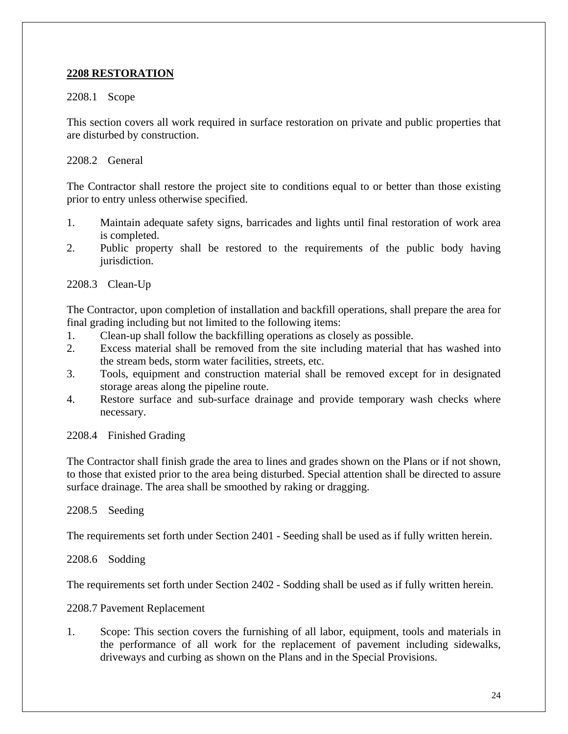## 2208 RESTORATION

2208.1 Scope

This section covers all work required in surface restoration on private and public properties that are disturbed by construction.

2208.2 General

The Contractor shall restore the project site to conditions equal to or better than those existing prior to entry unless otherwise specified.

1. Maintain adequate safety signs, barricades and lights until final restoration of work area is completed.
2. Public property shall be restored to the requirements of the public body having jurisdiction.

2208.3 Clean-Up

The Contractor, upon completion of installation and backfill operations, shall prepare the area for final grading including but not limited to the following items:

1. Clean-up shall follow the backfilling operations as closely as possible.
2. Excess material shall be removed from the site including material that has washed into the stream beds, storm water facilities, streets, etc.
3. Tools, equipment and construction material shall be removed except for in designated storage areas along the pipeline route.
4. Restore surface and sub-surface drainage and provide temporary wash checks where necessary.

2208.4 Finished Grading

The Contractor shall finish grade the area to lines and grades shown on the Plans or if not shown, to those that existed prior to the area being disturbed. Special attention shall be directed to assure surface drainage. The area shall be smoothed by raking or dragging.

2208.5 Seeding

The requirements set forth under Section 2401 - Seeding shall be used as if fully written herein.

2208.6 Sodding

The requirements set forth under Section 2402 - Sodding shall be used as if fully written herein.

2208.7 Pavement Replacement

1. Scope: This section covers the furnishing of all labor, equipment, tools and materials in the performance of all work for the replacement of pavement including sidewalks, driveways and curbing as shown on the Plans and in the Special Provisions.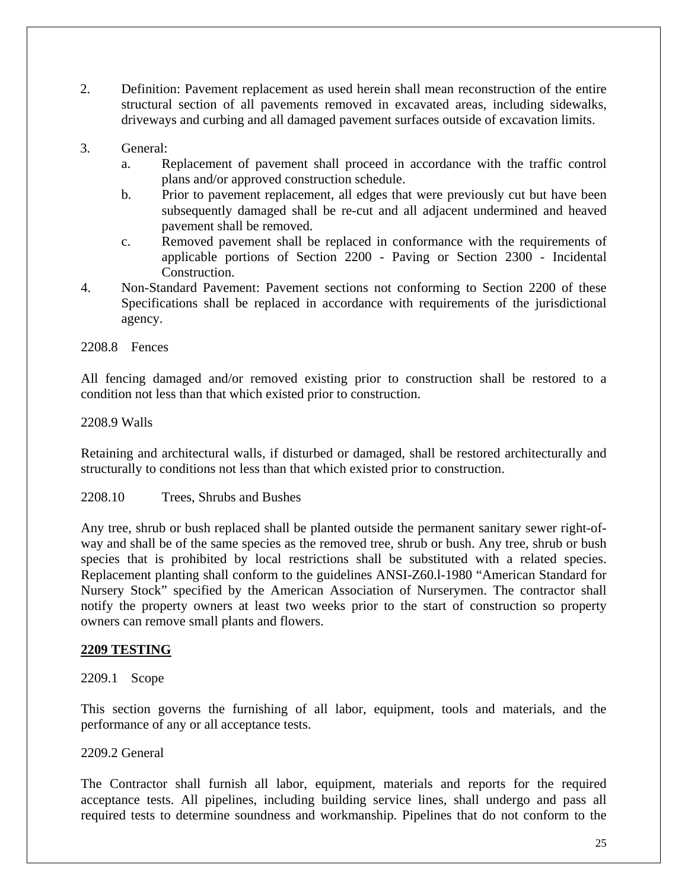2. Definition: Pavement replacement as used herein shall mean reconstruction of the entire structural section of all pavements removed in excavated areas, including sidewalks, driveways and curbing and all damaged pavement surfaces outside of excavation limits.

3. General:
   a. Replacement of pavement shall proceed in accordance with the traffic control plans and/or approved construction schedule.
   b. Prior to pavement replacement, all edges that were previously cut but have been subsequently damaged shall be re-cut and all adjacent undermined and heaved pavement shall be removed.
   c. Removed pavement shall be replaced in conformance with the requirements of applicable portions of Section 2200 - Paving or Section 2300 - Incidental Construction.

4. Non-Standard Pavement: Pavement sections not conforming to Section 2200 of these Specifications shall be replaced in accordance with requirements of the jurisdictional agency.

2208.8 Fences

All fencing damaged and/or removed existing prior to construction shall be restored to a condition not less than that which existed prior to construction.

2208.9 Walls

Retaining and architectural walls, if disturbed or damaged, shall be restored architecturally and structurally to conditions not less than that which existed prior to construction.

2208.10 Trees, Shrubs and Bushes

Any tree, shrub or bush replaced shall be planted outside the permanent sanitary sewer right-of-way and shall be of the same species as the removed tree, shrub or bush. Any tree, shrub or bush species that is prohibited by local restrictions shall be substituted with a related species. Replacement planting shall conform to the guidelines ANSI-Z60.l-1980 "American Standard for Nursery Stock" specified by the American Association of Nurserymen. The contractor shall notify the property owners at least two weeks prior to the start of construction so property owners can remove small plants and flowers.

## **2209 TESTING**

2209.1 Scope

This section governs the furnishing of all labor, equipment, tools and materials, and the performance of any or all acceptance tests.

2209.2 General

The Contractor shall furnish all labor, equipment, materials and reports for the required acceptance tests. All pipelines, including building service lines, shall undergo and pass all required tests to determine soundness and workmanship. Pipelines that do not conform to the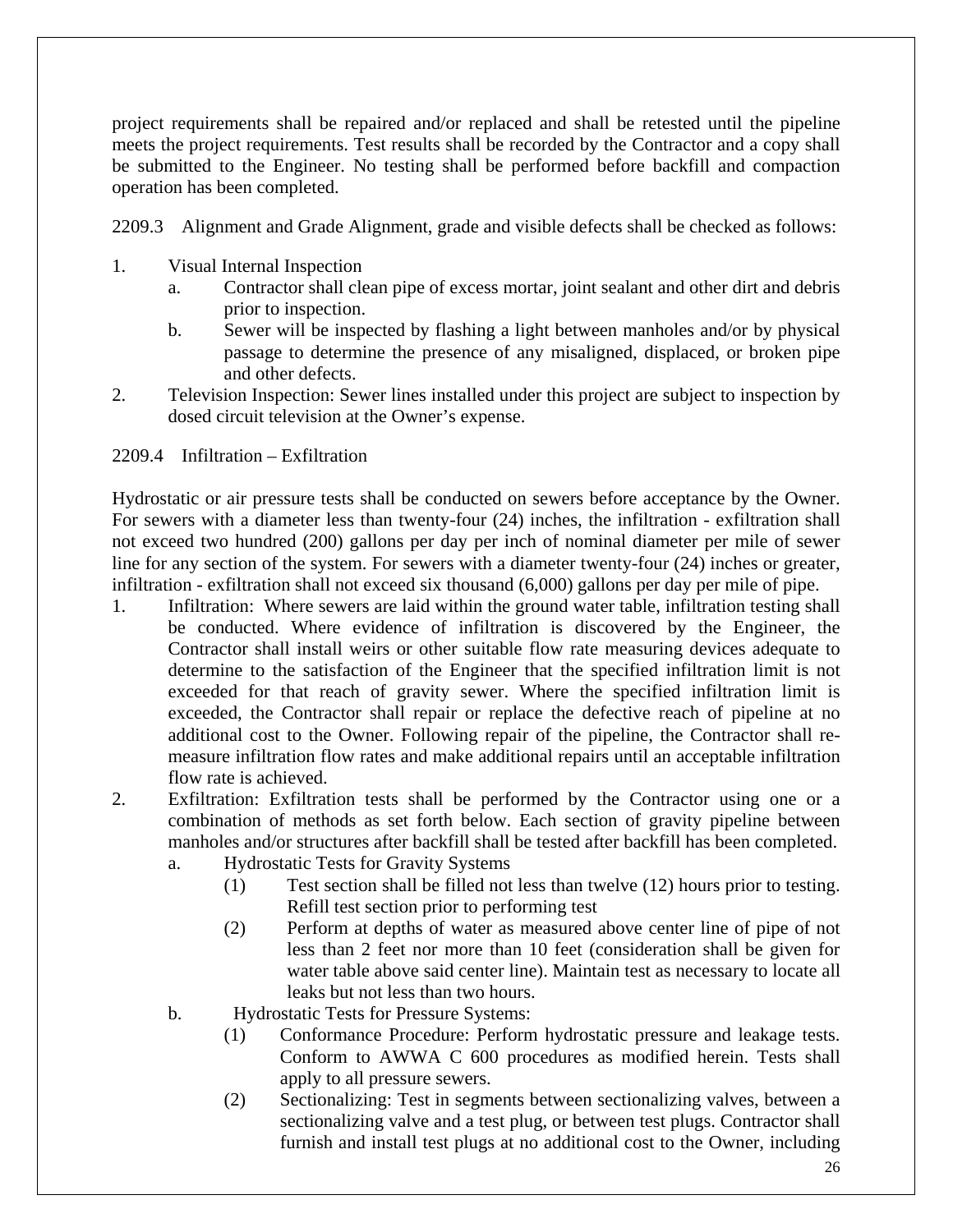project requirements shall be repaired and/or replaced and shall be retested until the pipeline meets the project requirements. Test results shall be recorded by the Contractor and a copy shall be submitted to the Engineer. No testing shall be performed before backfill and compaction operation has been completed.

2209.3 Alignment and Grade Alignment, grade and visible defects shall be checked as follows:

1. Visual Internal Inspection
   a. Contractor shall clean pipe of excess mortar, joint sealant and other dirt and debris prior to inspection.
   b. Sewer will be inspected by flashing a light between manholes and/or by physical passage to determine the presence of any misaligned, displaced, or broken pipe and other defects.
2. Television Inspection: Sewer lines installed under this project are subject to inspection by dosed circuit television at the Owner's expense.

2209.4 Infiltration – Exfiltration

Hydrostatic or air pressure tests shall be conducted on sewers before acceptance by the Owner. For sewers with a diameter less than twenty-four (24) inches, the infiltration - exfiltration shall not exceed two hundred (200) gallons per day per inch of nominal diameter per mile of sewer line for any section of the system. For sewers with a diameter twenty-four (24) inches or greater, infiltration - exfiltration shall not exceed six thousand (6,000) gallons per day per mile of pipe.

1. Infiltration: Where sewers are laid within the ground water table, infiltration testing shall be conducted. Where evidence of infiltration is discovered by the Engineer, the Contractor shall install weirs or other suitable flow rate measuring devices adequate to determine to the satisfaction of the Engineer that the specified infiltration limit is not exceeded for that reach of gravity sewer. Where the specified infiltration limit is exceeded, the Contractor shall repair or replace the defective reach of pipeline at no additional cost to the Owner. Following repair of the pipeline, the Contractor shall re-measure infiltration flow rates and make additional repairs until an acceptable infiltration flow rate is achieved.
2. Exfiltration: Exfiltration tests shall be performed by the Contractor using one or a combination of methods as set forth below. Each section of gravity pipeline between manholes and/or structures after backfill shall be tested after backfill has been completed.
   a. Hydrostatic Tests for Gravity Systems
      (1) Test section shall be filled not less than twelve (12) hours prior to testing. Refill test section prior to performing test
      (2) Perform at depths of water as measured above center line of pipe of not less than 2 feet nor more than 10 feet (consideration shall be given for water table above said center line). Maintain test as necessary to locate all leaks but not less than two hours.
   b. Hydrostatic Tests for Pressure Systems:
      (1) Conformance Procedure: Perform hydrostatic pressure and leakage tests. Conform to AWWA C 600 procedures as modified herein. Tests shall apply to all pressure sewers.
      (2) Sectionalizing: Test in segments between sectionalizing valves, between a sectionalizing valve and a test plug, or between test plugs. Contractor shall furnish and install test plugs at no additional cost to the Owner, including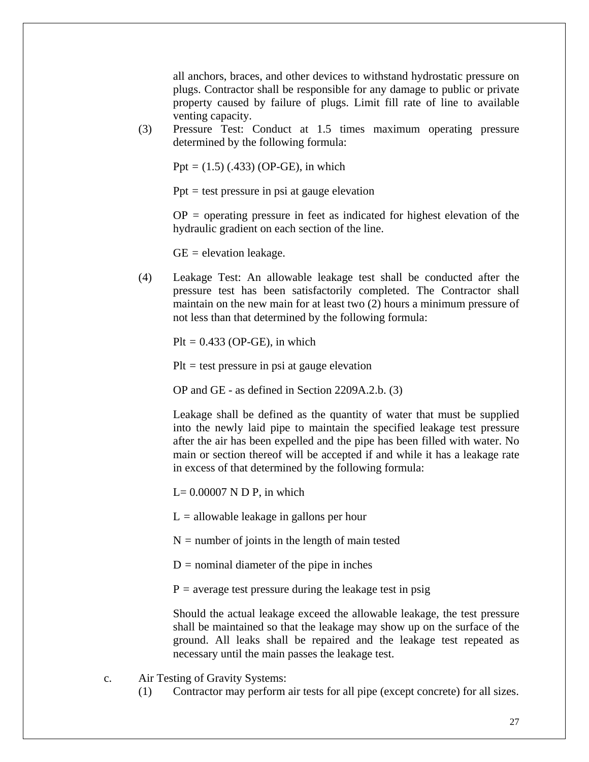all anchors, braces, and other devices to withstand hydrostatic pressure on plugs. Contractor shall be responsible for any damage to public or private property caused by failure of plugs. Limit fill rate of line to available venting capacity.

(3) Pressure Test: Conduct at 1.5 times maximum operating pressure determined by the following formula:

$Ppt = (1.5) (.433) (OP\text{-}GE)$, in which

$Ppt$ = test pressure in psi at gauge elevation

$OP$ = operating pressure in feet as indicated for highest elevation of the hydraulic gradient on each section of the line.

$GE$ = elevation leakage.

(4) Leakage Test: An allowable leakage test shall be conducted after the pressure test has been satisfactorily completed. The Contractor shall maintain on the new main for at least two (2) hours a minimum pressure of not less than that determined by the following formula:

$Plt = 0.433 (OP\text{-}GE)$, in which

$Plt$ = test pressure in psi at gauge elevation

OP and GE - as defined in Section 2209A.2.b. (3)

Leakage shall be defined as the quantity of water that must be supplied into the newly laid pipe to maintain the specified leakage test pressure after the air has been expelled and the pipe has been filled with water. No main or section thereof will be accepted if and while it has a leakage rate in excess of that determined by the following formula:

$L = 0.00007\ N\ D\ P$, in which

$L$ = allowable leakage in gallons per hour

$N$ = number of joints in the length of main tested

$D$ = nominal diameter of the pipe in inches

$P$ = average test pressure during the leakage test in psig

Should the actual leakage exceed the allowable leakage, the test pressure shall be maintained so that the leakage may show up on the surface of the ground. All leaks shall be repaired and the leakage test repeated as necessary until the main passes the leakage test.

c. Air Testing of Gravity Systems:

(1) Contractor may perform air tests for all pipe (except concrete) for all sizes.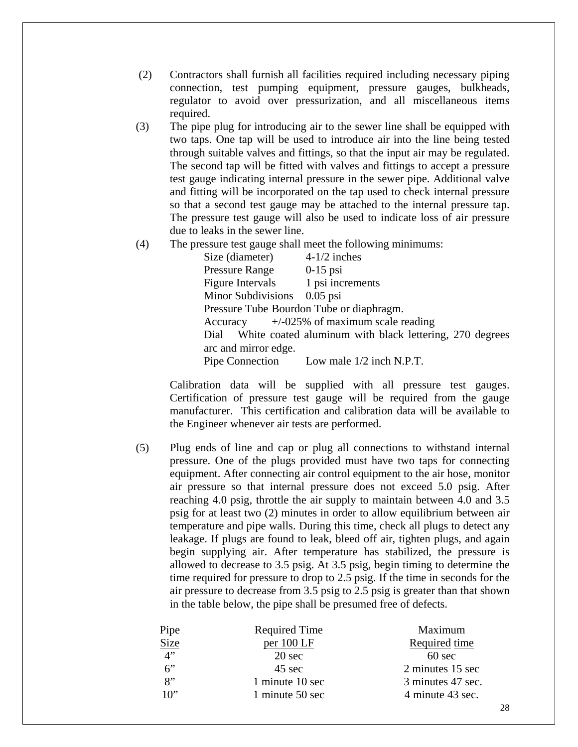(2) Contractors shall furnish all facilities required including necessary piping connection, test pumping equipment, pressure gauges, bulkheads, regulator to avoid over pressurization, and all miscellaneous items required.

(3) The pipe plug for introducing air to the sewer line shall be equipped with two taps. One tap will be used to introduce air into the line being tested through suitable valves and fittings, so that the input air may be regulated. The second tap will be fitted with valves and fittings to accept a pressure test gauge indicating internal pressure in the sewer pipe. Additional valve and fitting will be incorporated on the tap used to check internal pressure so that a second test gauge may be attached to the internal pressure tap. The pressure test gauge will also be used to indicate loss of air pressure due to leaks in the sewer line.

(4) The pressure test gauge shall meet the following minimums:

Size (diameter) 4-1/2 inches
Pressure Range 0-15 psi
Figure Intervals 1 psi increments
Minor Subdivisions 0.05 psi
Pressure Tube Bourdon Tube or diaphragm.
Accuracy +/-025% of maximum scale reading
Dial White coated aluminum with black lettering, 270 degrees arc and mirror edge.
Pipe Connection Low male 1/2 inch N.P.T.

Calibration data will be supplied with all pressure test gauges. Certification of pressure test gauge will be required from the gauge manufacturer. This certification and calibration data will be available to the Engineer whenever air tests are performed.

(5) Plug ends of line and cap or plug all connections to withstand internal pressure. One of the plugs provided must have two taps for connecting equipment. After connecting air control equipment to the air hose, monitor air pressure so that internal pressure does not exceed 5.0 psig. After reaching 4.0 psig, throttle the air supply to maintain between 4.0 and 3.5 psig for at least two (2) minutes in order to allow equilibrium between air temperature and pipe walls. During this time, check all plugs to detect any leakage. If plugs are found to leak, bleed off air, tighten plugs, and again begin supplying air. After temperature has stabilized, the pressure is allowed to decrease to 3.5 psig. At 3.5 psig, begin timing to determine the time required for pressure to drop to 2.5 psig. If the time in seconds for the air pressure to decrease from 3.5 psig to 2.5 psig is greater than that shown in the table below, the pipe shall be presumed free of defects.

| Pipe Size | Required Time per 100 LF | Maximum Required time |
|---|---|---|
| 4" | 20 sec | 60 sec |
| 6" | 45 sec | 2 minutes 15 sec |
| 8" | 1 minute 10 sec | 3 minutes 47 sec. |
| 10" | 1 minute 50 sec | 4 minute 43 sec. |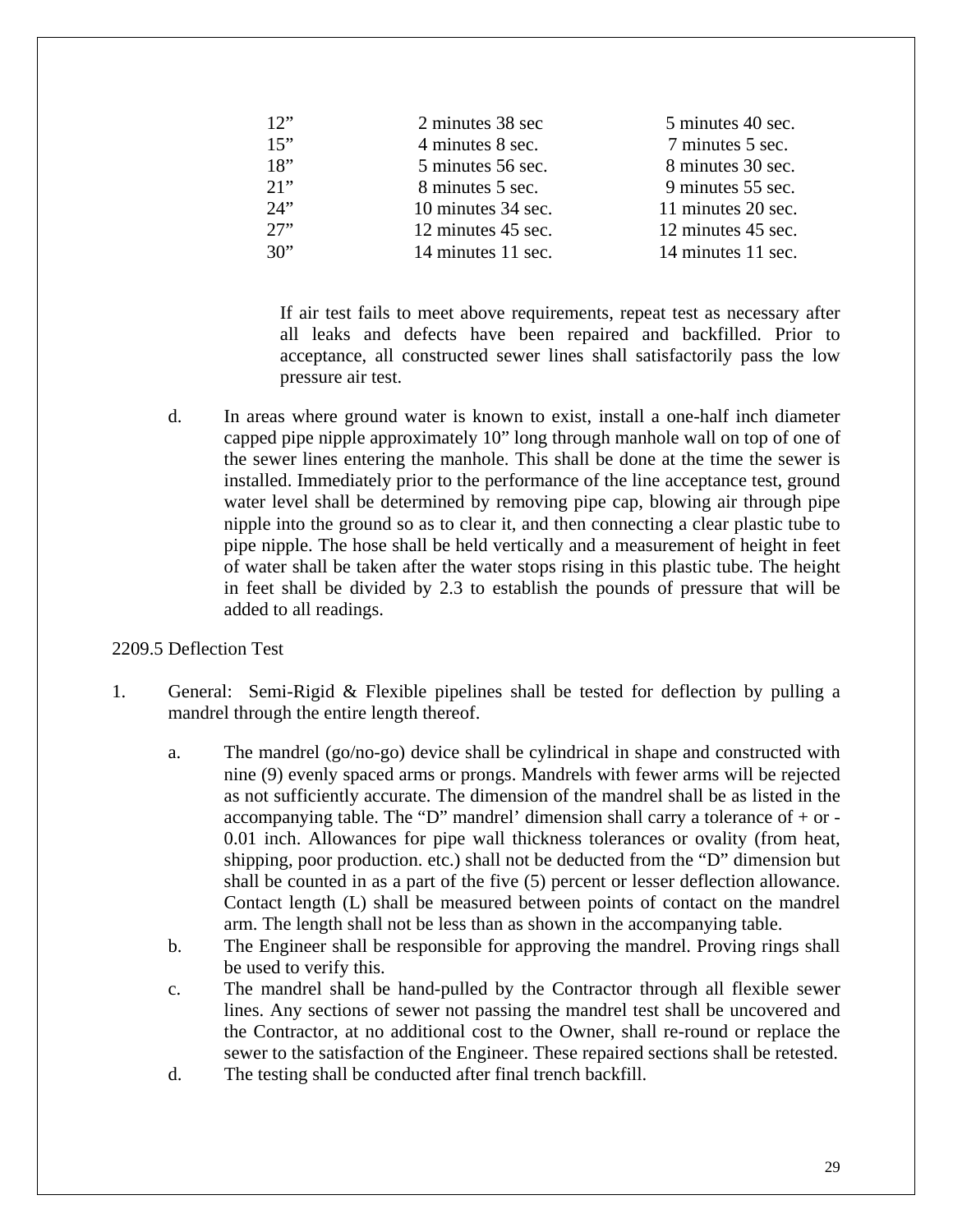| | | |
|---|---|---|
| 12” | 2 minutes 38 sec | 5 minutes 40 sec. |
| 15” | 4 minutes 8 sec. | 7 minutes 5 sec. |
| 18” | 5 minutes 56 sec. | 8 minutes 30 sec. |
| 21” | 8 minutes 5 sec. | 9 minutes 55 sec. |
| 24” | 10 minutes 34 sec. | 11 minutes 20 sec. |
| 27” | 12 minutes 45 sec. | 12 minutes 45 sec. |
| 30” | 14 minutes 11 sec. | 14 minutes 11 sec. |

If air test fails to meet above requirements, repeat test as necessary after all leaks and defects have been repaired and backfilled. Prior to acceptance, all constructed sewer lines shall satisfactorily pass the low pressure air test.

d. In areas where ground water is known to exist, install a one-half inch diameter capped pipe nipple approximately 10” long through manhole wall on top of one of the sewer lines entering the manhole. This shall be done at the time the sewer is installed. Immediately prior to the performance of the line acceptance test, ground water level shall be determined by removing pipe cap, blowing air through pipe nipple into the ground so as to clear it, and then connecting a clear plastic tube to pipe nipple. The hose shall be held vertically and a measurement of height in feet of water shall be taken after the water stops rising in this plastic tube. The height in feet shall be divided by 2.3 to establish the pounds of pressure that will be added to all readings.

2209.5 Deflection Test

1. General: Semi-Rigid & Flexible pipelines shall be tested for deflection by pulling a mandrel through the entire length thereof.

   a. The mandrel (go/no-go) device shall be cylindrical in shape and constructed with nine (9) evenly spaced arms or prongs. Mandrels with fewer arms will be rejected as not sufficiently accurate. The dimension of the mandrel shall be as listed in the accompanying table. The “D” mandrel’ dimension shall carry a tolerance of + or - 0.01 inch. Allowances for pipe wall thickness tolerances or ovality (from heat, shipping, poor production. etc.) shall not be deducted from the “D” dimension but shall be counted in as a part of the five (5) percent or lesser deflection allowance. Contact length (L) shall be measured between points of contact on the mandrel arm. The length shall not be less than as shown in the accompanying table.
   b. The Engineer shall be responsible for approving the mandrel. Proving rings shall be used to verify this.
   c. The mandrel shall be hand-pulled by the Contractor through all flexible sewer lines. Any sections of sewer not passing the mandrel test shall be uncovered and the Contractor, at no additional cost to the Owner, shall re-round or replace the sewer to the satisfaction of the Engineer. These repaired sections shall be retested.
   d. The testing shall be conducted after final trench backfill.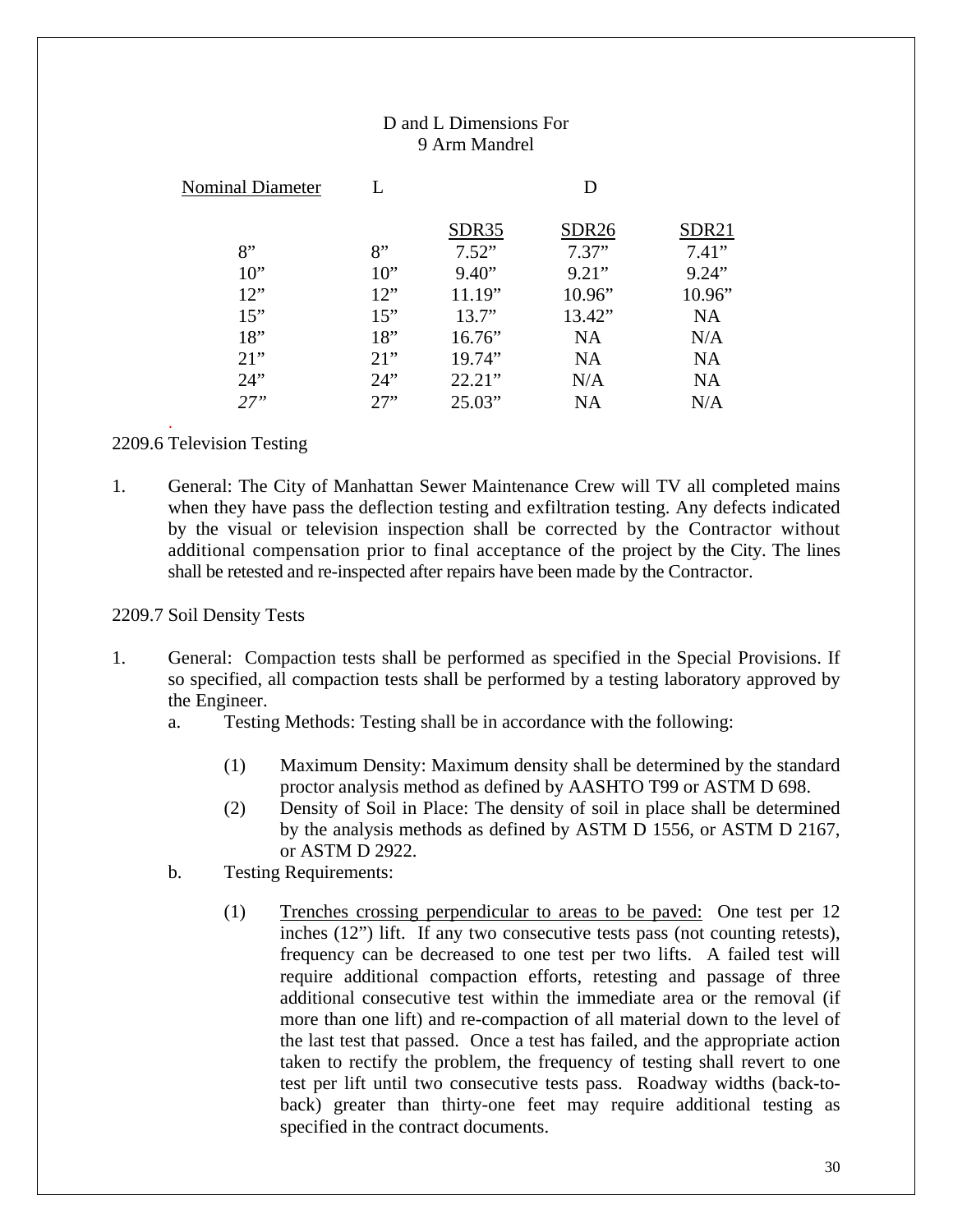D and L Dimensions For
9 Arm Mandrel

| Nominal Diameter | L | D | | |
|---|---|---|---|---|
| | | SDR35 | SDR26 | SDR21 |
| 8” | 8” | 7.52” | 7.37” | 7.41” |
| 10” | 10” | 9.40” | 9.21” | 9.24” |
| 12” | 12” | 11.19” | 10.96” | 10.96” |
| 15” | 15” | 13.7” | 13.42” | NA |
| 18” | 18” | 16.76” | NA | N/A |
| 21” | 21” | 19.74” | NA | NA |
| 24” | 24” | 22.21” | N/A | NA |
| *27*” | 27” | 25.03” | NA | N/A |

2209.6 Television Testing

1. General: The City of Manhattan Sewer Maintenance Crew will TV all completed mains when they have pass the deflection testing and exfiltration testing. Any defects indicated by the visual or television inspection shall be corrected by the Contractor without additional compensation prior to final acceptance of the project by the City. The lines shall be retested and re-inspected after repairs have been made by the Contractor.

2209.7 Soil Density Tests

1. General: Compaction tests shall be performed as specified in the Special Provisions. If so specified, all compaction tests shall be performed by a testing laboratory approved by the Engineer.
   a. Testing Methods: Testing shall be in accordance with the following:
      (1) Maximum Density: Maximum density shall be determined by the standard proctor analysis method as defined by AASHTO T99 or ASTM D 698.
      (2) Density of Soil in Place: The density of soil in place shall be determined by the analysis methods as defined by ASTM D 1556, or ASTM D 2167, or ASTM D 2922.
   b. Testing Requirements:
      (1) Trenches crossing perpendicular to areas to be paved: One test per 12 inches (12”) lift. If any two consecutive tests pass (not counting retests), frequency can be decreased to one test per two lifts. A failed test will require additional compaction efforts, retesting and passage of three additional consecutive test within the immediate area or the removal (if more than one lift) and re-compaction of all material down to the level of the last test that passed. Once a test has failed, and the appropriate action taken to rectify the problem, the frequency of testing shall revert to one test per lift until two consecutive tests pass. Roadway widths (back-to-back) greater than thirty-one feet may require additional testing as specified in the contract documents.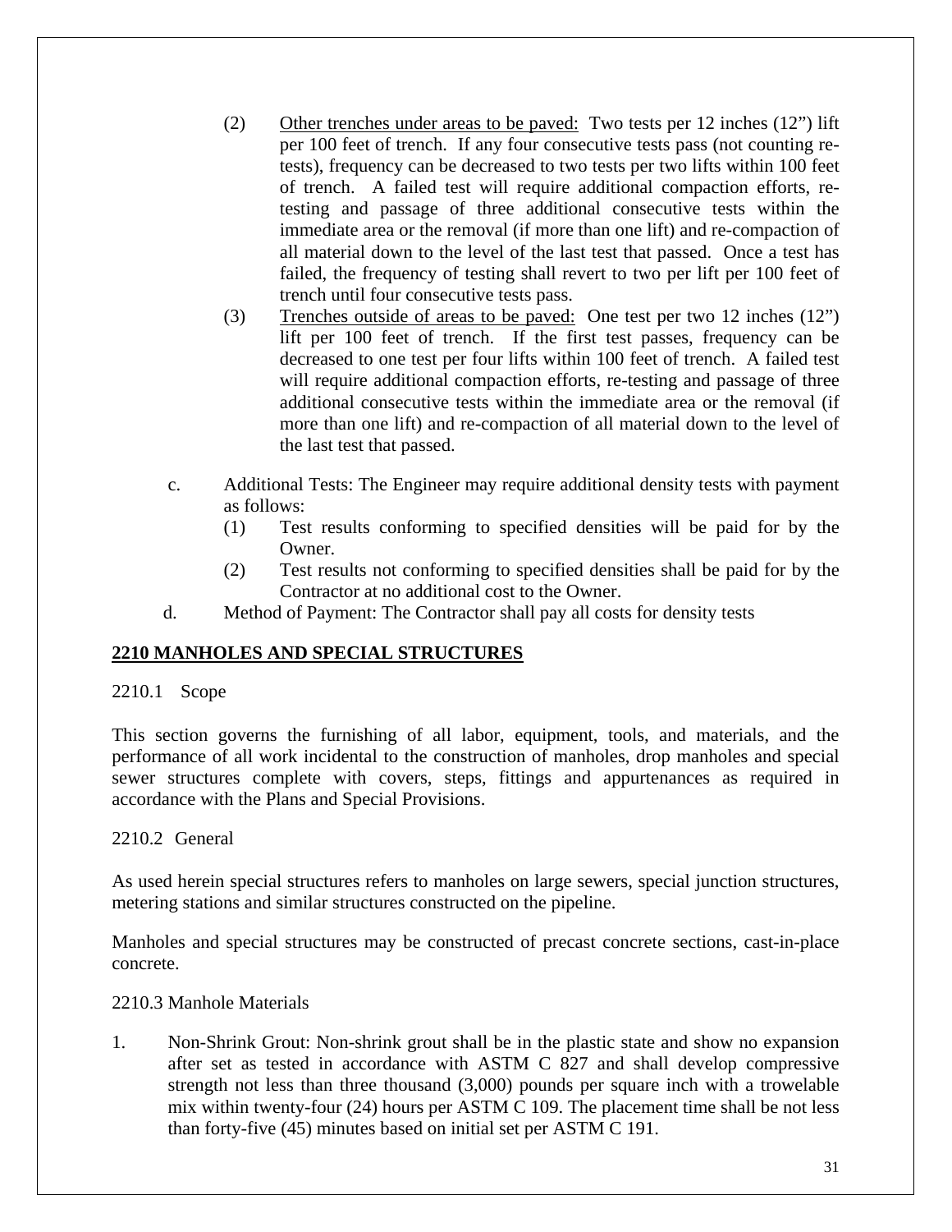(2) Other trenches under areas to be paved: Two tests per 12 inches (12”) lift per 100 feet of trench. If any four consecutive tests pass (not counting re-tests), frequency can be decreased to two tests per two lifts within 100 feet of trench. A failed test will require additional compaction efforts, re-testing and passage of three additional consecutive tests within the immediate area or the removal (if more than one lift) and re-compaction of all material down to the level of the last test that passed. Once a test has failed, the frequency of testing shall revert to two per lift per 100 feet of trench until four consecutive tests pass.

(3) Trenches outside of areas to be paved: One test per two 12 inches (12”) lift per 100 feet of trench. If the first test passes, frequency can be decreased to one test per four lifts within 100 feet of trench. A failed test will require additional compaction efforts, re-testing and passage of three additional consecutive tests within the immediate area or the removal (if more than one lift) and re-compaction of all material down to the level of the last test that passed.

c. Additional Tests: The Engineer may require additional density tests with payment as follows:
   (1) Test results conforming to specified densities will be paid for by the Owner.
   (2) Test results not conforming to specified densities shall be paid for by the Contractor at no additional cost to the Owner.

d. Method of Payment: The Contractor shall pay all costs for density tests

## 2210 MANHOLES AND SPECIAL STRUCTURES

2210.1 Scope

This section governs the furnishing of all labor, equipment, tools, and materials, and the performance of all work incidental to the construction of manholes, drop manholes and special sewer structures complete with covers, steps, fittings and appurtenances as required in accordance with the Plans and Special Provisions.

2210.2 General

As used herein special structures refers to manholes on large sewers, special junction structures, metering stations and similar structures constructed on the pipeline.

Manholes and special structures may be constructed of precast concrete sections, cast-in-place concrete.

2210.3 Manhole Materials

1. Non-Shrink Grout: Non-shrink grout shall be in the plastic state and show no expansion after set as tested in accordance with ASTM C 827 and shall develop compressive strength not less than three thousand (3,000) pounds per square inch with a trowelable mix within twenty-four (24) hours per ASTM C 109. The placement time shall be not less than forty-five (45) minutes based on initial set per ASTM C 191.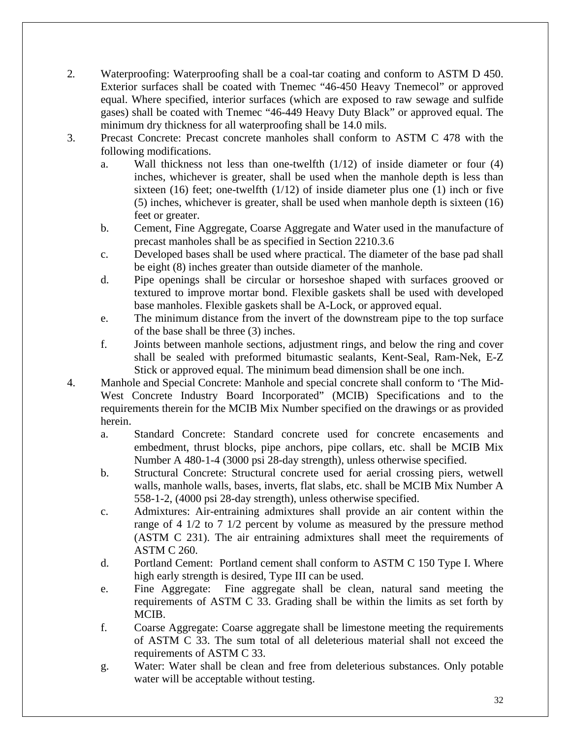2. Waterproofing: Waterproofing shall be a coal-tar coating and conform to ASTM D 450. Exterior surfaces shall be coated with Tnemec "46-450 Heavy Tnemecol" or approved equal. Where specified, interior surfaces (which are exposed to raw sewage and sulfide gases) shall be coated with Tnemec "46-449 Heavy Duty Black" or approved equal. The minimum dry thickness for all waterproofing shall be 14.0 mils.
3. Precast Concrete: Precast concrete manholes shall conform to ASTM C 478 with the following modifications.
   a. Wall thickness not less than one-twelfth (1/12) of inside diameter or four (4) inches, whichever is greater, shall be used when the manhole depth is less than sixteen (16) feet; one-twelfth (1/12) of inside diameter plus one (1) inch or five (5) inches, whichever is greater, shall be used when manhole depth is sixteen (16) feet or greater.
   b. Cement, Fine Aggregate, Coarse Aggregate and Water used in the manufacture of precast manholes shall be as specified in Section 2210.3.6
   c. Developed bases shall be used where practical. The diameter of the base pad shall be eight (8) inches greater than outside diameter of the manhole.
   d. Pipe openings shall be circular or horseshoe shaped with surfaces grooved or textured to improve mortar bond. Flexible gaskets shall be used with developed base manholes. Flexible gaskets shall be A-Lock, or approved equal.
   e. The minimum distance from the invert of the downstream pipe to the top surface of the base shall be three (3) inches.
   f. Joints between manhole sections, adjustment rings, and below the ring and cover shall be sealed with preformed bitumastic sealants, Kent-Seal, Ram-Nek, E-Z Stick or approved equal. The minimum bead dimension shall be one inch.
4. Manhole and Special Concrete: Manhole and special concrete shall conform to 'The Mid-West Concrete Industry Board Incorporated" (MCIB) Specifications and to the requirements therein for the MCIB Mix Number specified on the drawings or as provided herein.
   a. Standard Concrete: Standard concrete used for concrete encasements and embedment, thrust blocks, pipe anchors, pipe collars, etc. shall be MCIB Mix Number A 480-1-4 (3000 psi 28-day strength), unless otherwise specified.
   b. Structural Concrete: Structural concrete used for aerial crossing piers, wetwell walls, manhole walls, bases, inverts, flat slabs, etc. shall be MCIB Mix Number A 558-1-2, (4000 psi 28-day strength), unless otherwise specified.
   c. Admixtures: Air-entraining admixtures shall provide an air content within the range of 4 1/2 to 7 1/2 percent by volume as measured by the pressure method (ASTM C 231). The air entraining admixtures shall meet the requirements of ASTM C 260.
   d. Portland Cement: Portland cement shall conform to ASTM C 150 Type I. Where high early strength is desired, Type III can be used.
   e. Fine Aggregate: Fine aggregate shall be clean, natural sand meeting the requirements of ASTM C 33. Grading shall be within the limits as set forth by MCIB.
   f. Coarse Aggregate: Coarse aggregate shall be limestone meeting the requirements of ASTM C 33. The sum total of all deleterious material shall not exceed the requirements of ASTM C 33.
   g. Water: Water shall be clean and free from deleterious substances. Only potable water will be acceptable without testing.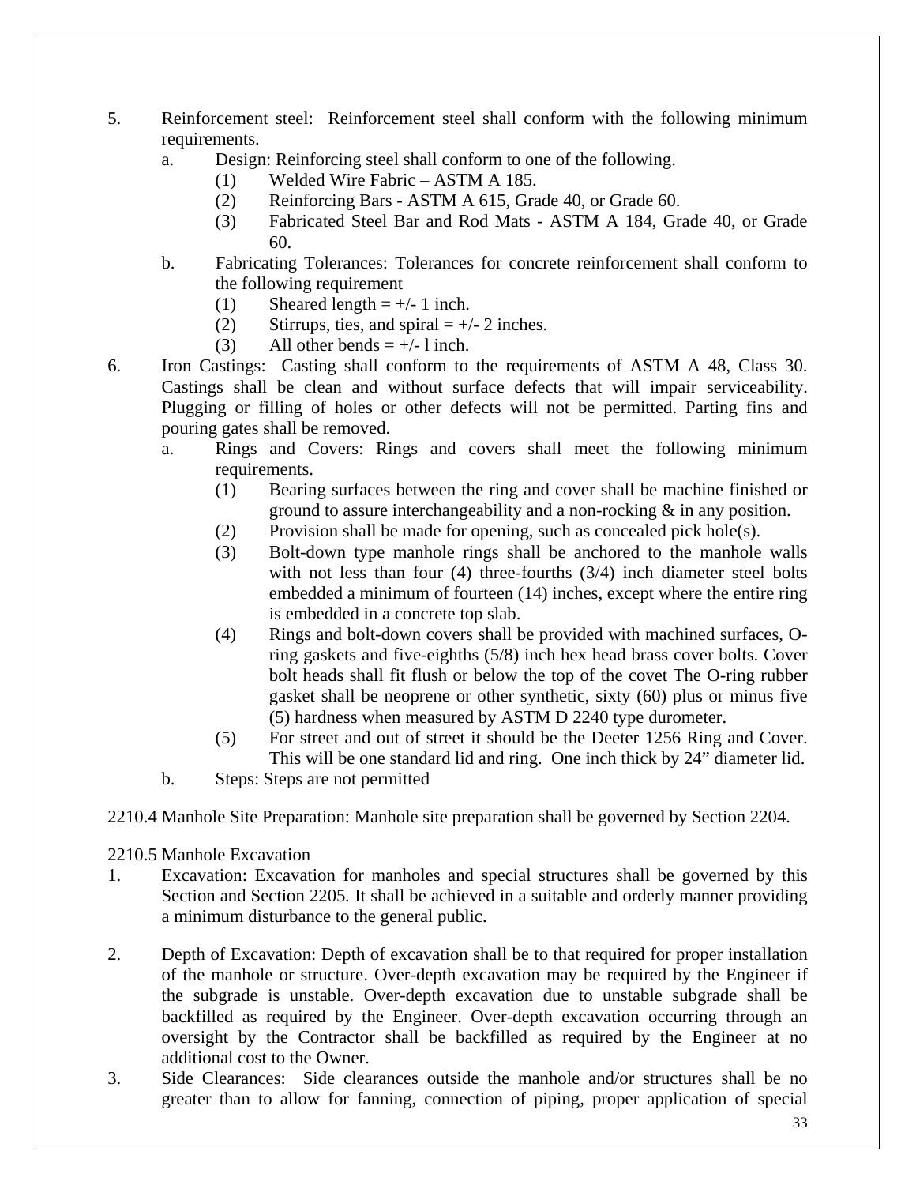5. Reinforcement steel: Reinforcement steel shall conform with the following minimum requirements.
   a. Design: Reinforcing steel shall conform to one of the following.
      (1) Welded Wire Fabric – ASTM A 185.
      (2) Reinforcing Bars - ASTM A 615, Grade 40, or Grade 60.
      (3) Fabricated Steel Bar and Rod Mats - ASTM A 184, Grade 40, or Grade 60.
   b. Fabricating Tolerances: Tolerances for concrete reinforcement shall conform to the following requirement
      (1) Sheared length = +/- 1 inch.
      (2) Stirrups, ties, and spiral = +/- 2 inches.
      (3) All other bends = +/- l inch.
6. Iron Castings: Casting shall conform to the requirements of ASTM A 48, Class 30. Castings shall be clean and without surface defects that will impair serviceability. Plugging or filling of holes or other defects will not be permitted. Parting fins and pouring gates shall be removed.
   a. Rings and Covers: Rings and covers shall meet the following minimum requirements.
      (1) Bearing surfaces between the ring and cover shall be machine finished or ground to assure interchangeability and a non-rocking & in any position.
      (2) Provision shall be made for opening, such as concealed pick hole(s).
      (3) Bolt-down type manhole rings shall be anchored to the manhole walls with not less than four (4) three-fourths (3/4) inch diameter steel bolts embedded a minimum of fourteen (14) inches, except where the entire ring is embedded in a concrete top slab.
      (4) Rings and bolt-down covers shall be provided with machined surfaces, O-ring gaskets and five-eighths (5/8) inch hex head brass cover bolts. Cover bolt heads shall fit flush or below the top of the covet The O-ring rubber gasket shall be neoprene or other synthetic, sixty (60) plus or minus five (5) hardness when measured by ASTM D 2240 type durometer.
      (5) For street and out of street it should be the Deeter 1256 Ring and Cover. This will be one standard lid and ring. One inch thick by 24" diameter lid.
   b. Steps: Steps are not permitted

2210.4 Manhole Site Preparation: Manhole site preparation shall be governed by Section 2204.

2210.5 Manhole Excavation

1. Excavation: Excavation for manholes and special structures shall be governed by this Section and Section 2205. It shall be achieved in a suitable and orderly manner providing a minimum disturbance to the general public.

2. Depth of Excavation: Depth of excavation shall be to that required for proper installation of the manhole or structure. Over-depth excavation may be required by the Engineer if the subgrade is unstable. Over-depth excavation due to unstable subgrade shall be backfilled as required by the Engineer. Over-depth excavation occurring through an oversight by the Contractor shall be backfilled as required by the Engineer at no additional cost to the Owner.
3. Side Clearances: Side clearances outside the manhole and/or structures shall be no greater than to allow for fanning, connection of piping, proper application of special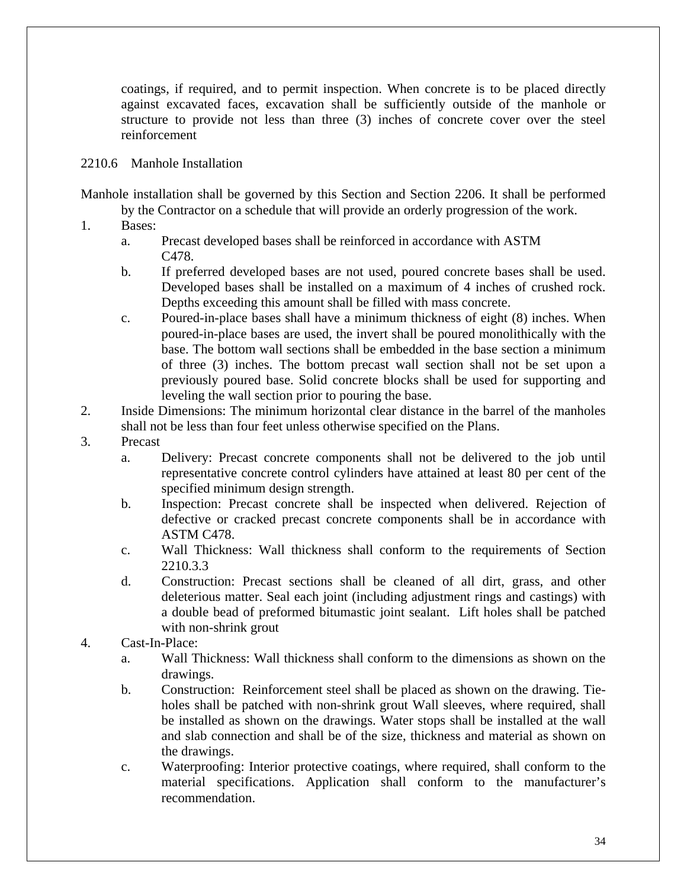coatings, if required, and to permit inspection. When concrete is to be placed directly against excavated faces, excavation shall be sufficiently outside of the manhole or structure to provide not less than three (3) inches of concrete cover over the steel reinforcement

## 2210.6 Manhole Installation

Manhole installation shall be governed by this Section and Section 2206. It shall be performed by the Contractor on a schedule that will provide an orderly progression of the work.

1. Bases:
   a. Precast developed bases shall be reinforced in accordance with ASTM C478.
   b. If preferred developed bases are not used, poured concrete bases shall be used. Developed bases shall be installed on a maximum of 4 inches of crushed rock. Depths exceeding this amount shall be filled with mass concrete.
   c. Poured-in-place bases shall have a minimum thickness of eight (8) inches. When poured-in-place bases are used, the invert shall be poured monolithically with the base. The bottom wall sections shall be embedded in the base section a minimum of three (3) inches. The bottom precast wall section shall not be set upon a previously poured base. Solid concrete blocks shall be used for supporting and leveling the wall section prior to pouring the base.
2. Inside Dimensions: The minimum horizontal clear distance in the barrel of the manholes shall not be less than four feet unless otherwise specified on the Plans.
3. Precast
   a. Delivery: Precast concrete components shall not be delivered to the job until representative concrete control cylinders have attained at least 80 per cent of the specified minimum design strength.
   b. Inspection: Precast concrete shall be inspected when delivered. Rejection of defective or cracked precast concrete components shall be in accordance with ASTM C478.
   c. Wall Thickness: Wall thickness shall conform to the requirements of Section 2210.3.3
   d. Construction: Precast sections shall be cleaned of all dirt, grass, and other deleterious matter. Seal each joint (including adjustment rings and castings) with a double bead of preformed bitumastic joint sealant. Lift holes shall be patched with non-shrink grout
4. Cast-In-Place:
   a. Wall Thickness: Wall thickness shall conform to the dimensions as shown on the drawings.
   b. Construction: Reinforcement steel shall be placed as shown on the drawing. Tie-holes shall be patched with non-shrink grout Wall sleeves, where required, shall be installed as shown on the drawings. Water stops shall be installed at the wall and slab connection and shall be of the size, thickness and material as shown on the drawings.
   c. Waterproofing: Interior protective coatings, where required, shall conform to the material specifications. Application shall conform to the manufacturer's recommendation.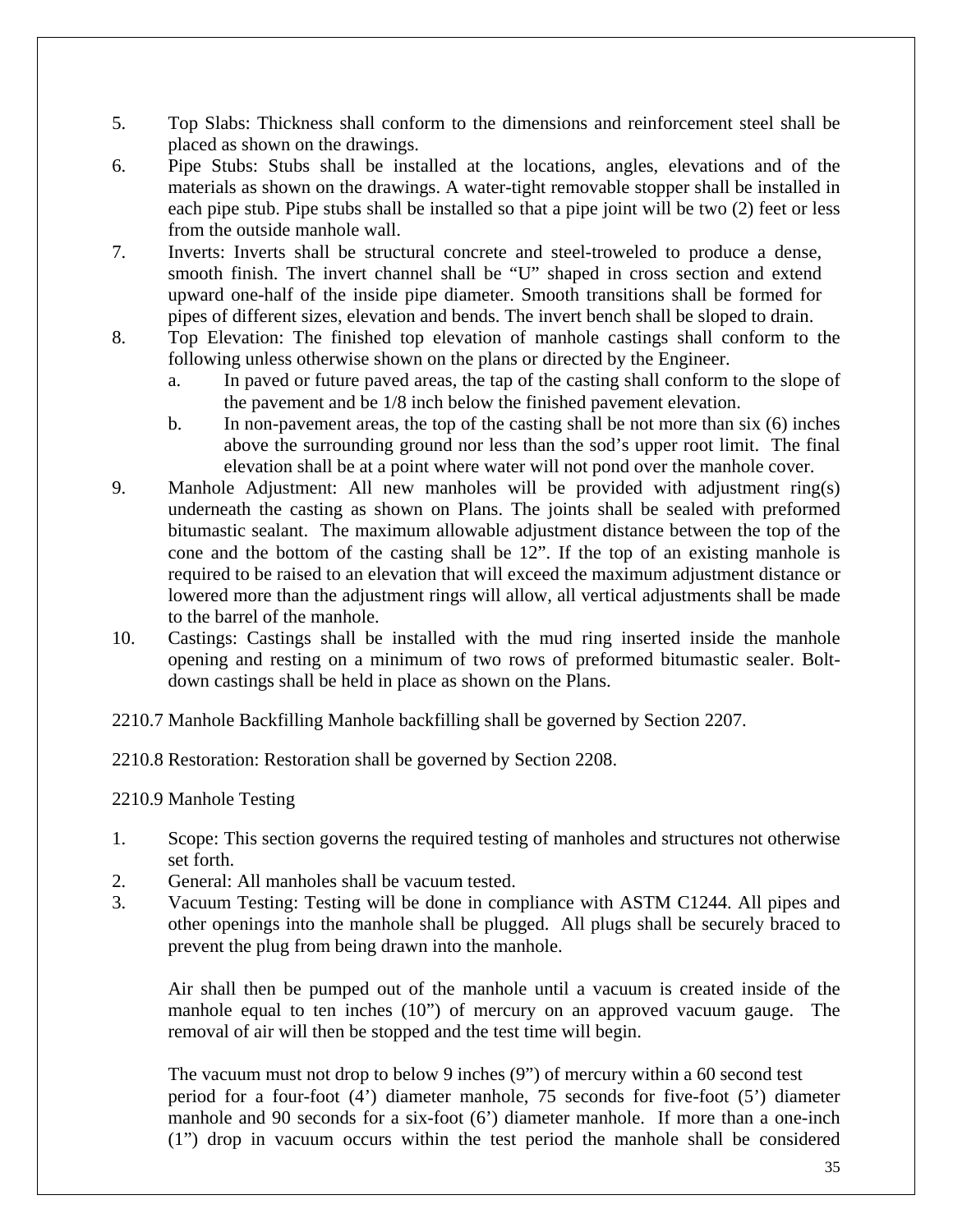5. Top Slabs: Thickness shall conform to the dimensions and reinforcement steel shall be placed as shown on the drawings.
6. Pipe Stubs: Stubs shall be installed at the locations, angles, elevations and of the materials as shown on the drawings. A water-tight removable stopper shall be installed in each pipe stub. Pipe stubs shall be installed so that a pipe joint will be two (2) feet or less from the outside manhole wall.
7. Inverts: Inverts shall be structural concrete and steel-troweled to produce a dense, smooth finish. The invert channel shall be "U" shaped in cross section and extend upward one-half of the inside pipe diameter. Smooth transitions shall be formed for pipes of different sizes, elevation and bends. The invert bench shall be sloped to drain.
8. Top Elevation: The finished top elevation of manhole castings shall conform to the following unless otherwise shown on the plans or directed by the Engineer.
   a. In paved or future paved areas, the tap of the casting shall conform to the slope of the pavement and be 1/8 inch below the finished pavement elevation.
   b. In non-pavement areas, the top of the casting shall be not more than six (6) inches above the surrounding ground nor less than the sod's upper root limit. The final elevation shall be at a point where water will not pond over the manhole cover.
9. Manhole Adjustment: All new manholes will be provided with adjustment ring(s) underneath the casting as shown on Plans. The joints shall be sealed with preformed bitumastic sealant. The maximum allowable adjustment distance between the top of the cone and the bottom of the casting shall be 12". If the top of an existing manhole is required to be raised to an elevation that will exceed the maximum adjustment distance or lowered more than the adjustment rings will allow, all vertical adjustments shall be made to the barrel of the manhole.
10. Castings: Castings shall be installed with the mud ring inserted inside the manhole opening and resting on a minimum of two rows of preformed bitumastic sealer. Bolt-down castings shall be held in place as shown on the Plans.

2210.7 Manhole Backfilling Manhole backfilling shall be governed by Section 2207.

2210.8 Restoration: Restoration shall be governed by Section 2208.

2210.9 Manhole Testing

1. Scope: This section governs the required testing of manholes and structures not otherwise set forth.
2. General: All manholes shall be vacuum tested.
3. Vacuum Testing: Testing will be done in compliance with ASTM C1244. All pipes and other openings into the manhole shall be plugged. All plugs shall be securely braced to prevent the plug from being drawn into the manhole.

   Air shall then be pumped out of the manhole until a vacuum is created inside of the manhole equal to ten inches (10") of mercury on an approved vacuum gauge. The removal of air will then be stopped and the test time will begin.

   The vacuum must not drop to below 9 inches (9") of mercury within a 60 second test period for a four-foot (4') diameter manhole, 75 seconds for five-foot (5') diameter manhole and 90 seconds for a six-foot (6') diameter manhole. If more than a one-inch (1") drop in vacuum occurs within the test period the manhole shall be considered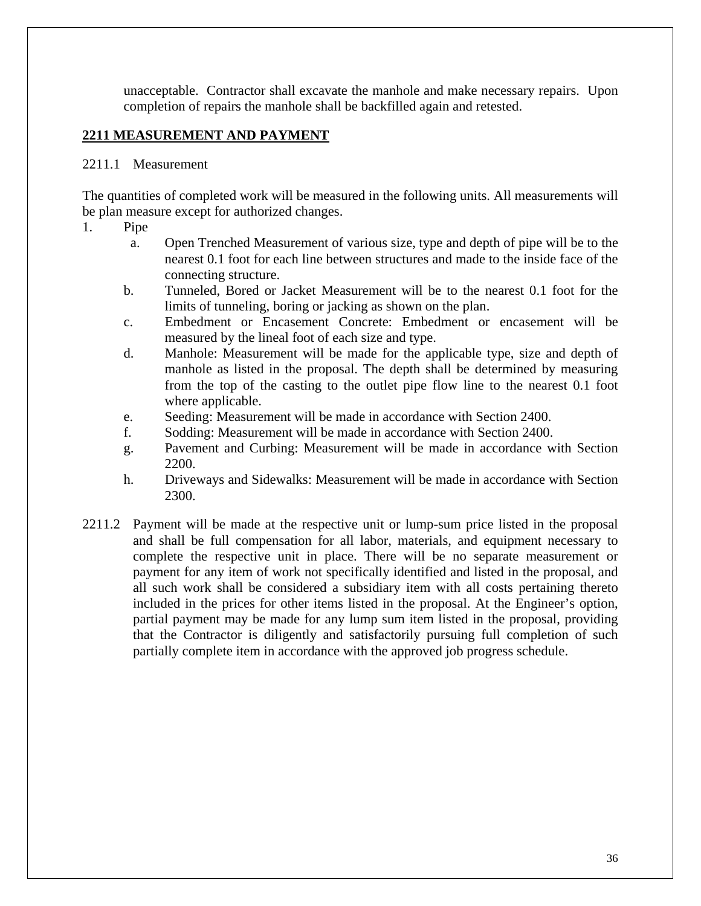unacceptable. Contractor shall excavate the manhole and make necessary repairs. Upon completion of repairs the manhole shall be backfilled again and retested.

## 2211 MEASUREMENT AND PAYMENT

2211.1 Measurement

The quantities of completed work will be measured in the following units. All measurements will be plan measure except for authorized changes.

1. Pipe
   a. Open Trenched Measurement of various size, type and depth of pipe will be to the nearest 0.1 foot for each line between structures and made to the inside face of the connecting structure.
   b. Tunneled, Bored or Jacket Measurement will be to the nearest 0.1 foot for the limits of tunneling, boring or jacking as shown on the plan.
   c. Embedment or Encasement Concrete: Embedment or encasement will be measured by the lineal foot of each size and type.
   d. Manhole: Measurement will be made for the applicable type, size and depth of manhole as listed in the proposal. The depth shall be determined by measuring from the top of the casting to the outlet pipe flow line to the nearest 0.1 foot where applicable.
   e. Seeding: Measurement will be made in accordance with Section 2400.
   f. Sodding: Measurement will be made in accordance with Section 2400.
   g. Pavement and Curbing: Measurement will be made in accordance with Section 2200.
   h. Driveways and Sidewalks: Measurement will be made in accordance with Section 2300.

2211.2 Payment will be made at the respective unit or lump-sum price listed in the proposal and shall be full compensation for all labor, materials, and equipment necessary to complete the respective unit in place. There will be no separate measurement or payment for any item of work not specifically identified and listed in the proposal, and all such work shall be considered a subsidiary item with all costs pertaining thereto included in the prices for other items listed in the proposal. At the Engineer's option, partial payment may be made for any lump sum item listed in the proposal, providing that the Contractor is diligently and satisfactorily pursuing full completion of such partially complete item in accordance with the approved job progress schedule.